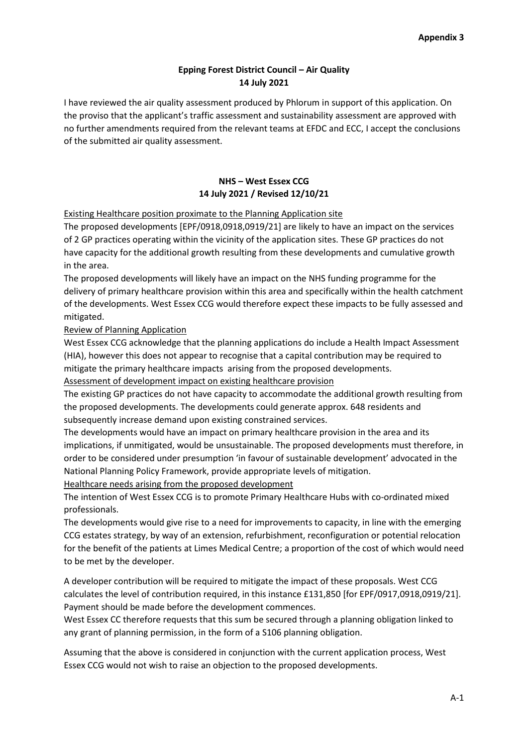**Appendix 3**

## Epping Forest District Council – Air Quality
**14 July 2021**

I have reviewed the air quality assessment produced by Phlorum in support of this application. On the proviso that the applicant's traffic assessment and sustainability assessment are approved with no further amendments required from the relevant teams at EFDC and ECC, I accept the conclusions of the submitted air quality assessment.

## NHS – West Essex CCG
**14 July 2021 / Revised 12/10/21**

Existing Healthcare position proximate to the Planning Application site

The proposed developments [EPF/0918,0918,0919/21] are likely to have an impact on the services of 2 GP practices operating within the vicinity of the application sites. These GP practices do not have capacity for the additional growth resulting from these developments and cumulative growth in the area.

The proposed developments will likely have an impact on the NHS funding programme for the delivery of primary healthcare provision within this area and specifically within the health catchment of the developments. West Essex CCG would therefore expect these impacts to be fully assessed and mitigated.

Review of Planning Application

West Essex CCG acknowledge that the planning applications do include a Health Impact Assessment (HIA), however this does not appear to recognise that a capital contribution may be required to mitigate the primary healthcare impacts arising from the proposed developments.

Assessment of development impact on existing healthcare provision

The existing GP practices do not have capacity to accommodate the additional growth resulting from the proposed developments. The developments could generate approx. 648 residents and subsequently increase demand upon existing constrained services.

The developments would have an impact on primary healthcare provision in the area and its implications, if unmitigated, would be unsustainable. The proposed developments must therefore, in order to be considered under presumption 'in favour of sustainable development' advocated in the National Planning Policy Framework, provide appropriate levels of mitigation.

Healthcare needs arising from the proposed development

The intention of West Essex CCG is to promote Primary Healthcare Hubs with co-ordinated mixed professionals.

The developments would give rise to a need for improvements to capacity, in line with the emerging CCG estates strategy, by way of an extension, refurbishment, reconfiguration or potential relocation for the benefit of the patients at Limes Medical Centre; a proportion of the cost of which would need to be met by the developer.

A developer contribution will be required to mitigate the impact of these proposals. West CCG calculates the level of contribution required, in this instance £131,850 [for EPF/0917,0918,0919/21]. Payment should be made before the development commences.

West Essex CC therefore requests that this sum be secured through a planning obligation linked to any grant of planning permission, in the form of a S106 planning obligation.

Assuming that the above is considered in conjunction with the current application process, West Essex CCG would not wish to raise an objection to the proposed developments.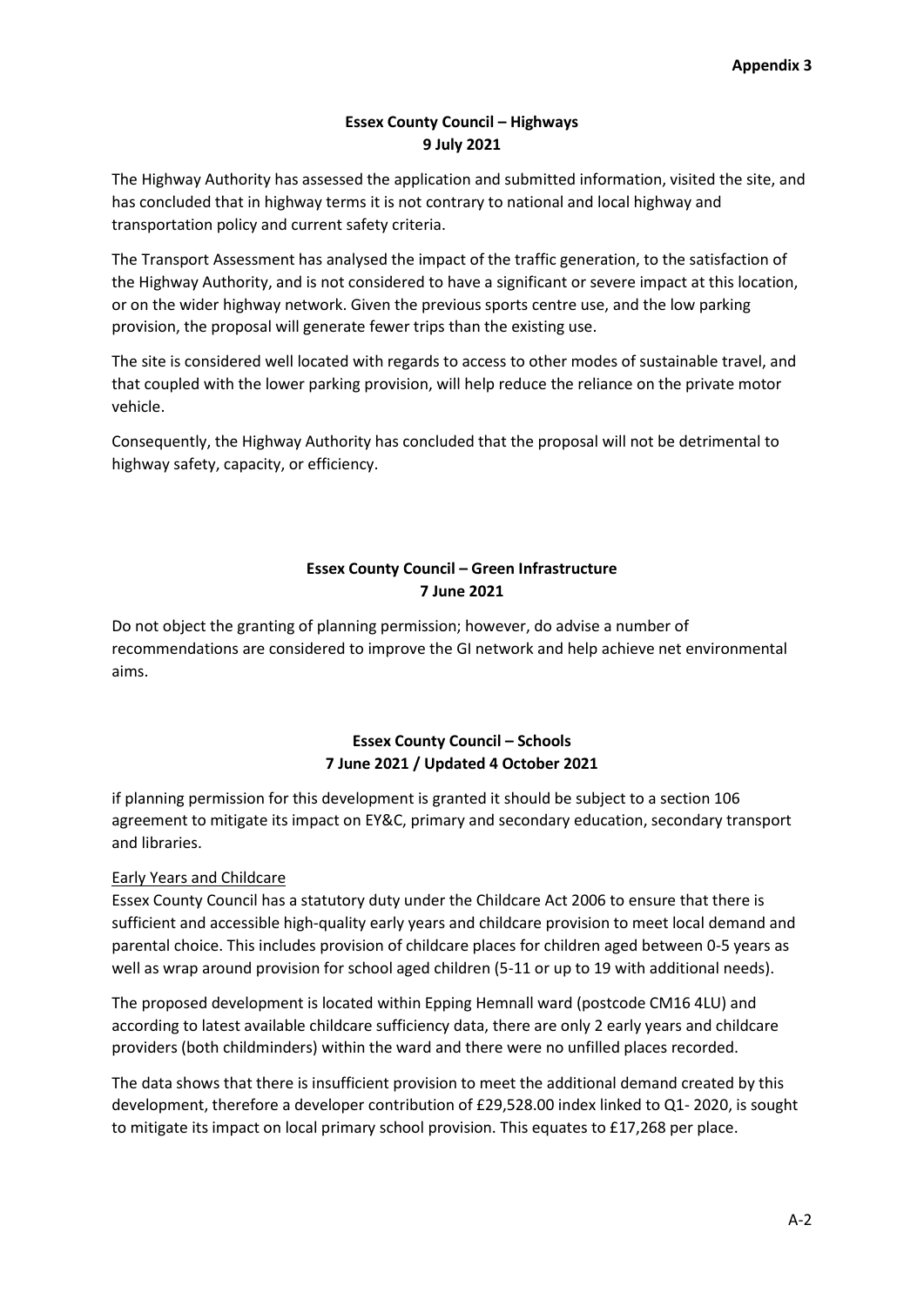**Appendix 3**

## Essex County Council – Highways
**9 July 2021**

The Highway Authority has assessed the application and submitted information, visited the site, and has concluded that in highway terms it is not contrary to national and local highway and transportation policy and current safety criteria.

The Transport Assessment has analysed the impact of the traffic generation, to the satisfaction of the Highway Authority, and is not considered to have a significant or severe impact at this location, or on the wider highway network. Given the previous sports centre use, and the low parking provision, the proposal will generate fewer trips than the existing use.

The site is considered well located with regards to access to other modes of sustainable travel, and that coupled with the lower parking provision, will help reduce the reliance on the private motor vehicle.

Consequently, the Highway Authority has concluded that the proposal will not be detrimental to highway safety, capacity, or efficiency.

## Essex County Council – Green Infrastructure
**7 June 2021**

Do not object the granting of planning permission; however, do advise a number of recommendations are considered to improve the GI network and help achieve net environmental aims.

## Essex County Council – Schools
**7 June 2021 / Updated 4 October 2021**

if planning permission for this development is granted it should be subject to a section 106 agreement to mitigate its impact on EY&C, primary and secondary education, secondary transport and libraries.

Early Years and Childcare

Essex County Council has a statutory duty under the Childcare Act 2006 to ensure that there is sufficient and accessible high-quality early years and childcare provision to meet local demand and parental choice. This includes provision of childcare places for children aged between 0-5 years as well as wrap around provision for school aged children (5-11 or up to 19 with additional needs).

The proposed development is located within Epping Hemnall ward (postcode CM16 4LU) and according to latest available childcare sufficiency data, there are only 2 early years and childcare providers (both childminders) within the ward and there were no unfilled places recorded.

The data shows that there is insufficient provision to meet the additional demand created by this development, therefore a developer contribution of £29,528.00 index linked to Q1- 2020, is sought to mitigate its impact on local primary school provision. This equates to £17,268 per place.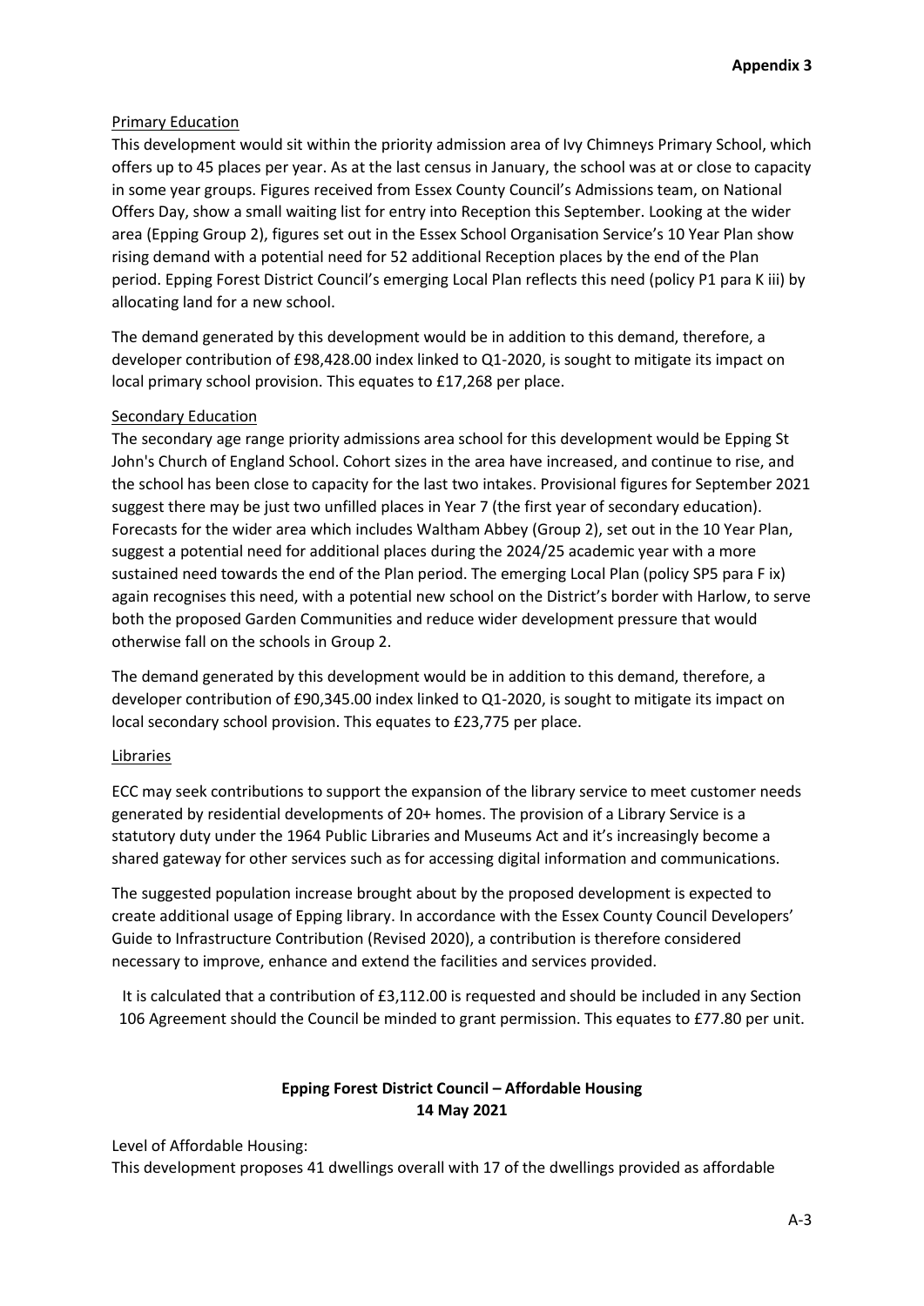**Appendix 3**

Primary Education

This development would sit within the priority admission area of Ivy Chimneys Primary School, which offers up to 45 places per year. As at the last census in January, the school was at or close to capacity in some year groups. Figures received from Essex County Council's Admissions team, on National Offers Day, show a small waiting list for entry into Reception this September. Looking at the wider area (Epping Group 2), figures set out in the Essex School Organisation Service's 10 Year Plan show rising demand with a potential need for 52 additional Reception places by the end of the Plan period. Epping Forest District Council's emerging Local Plan reflects this need (policy P1 para K iii) by allocating land for a new school.

The demand generated by this development would be in addition to this demand, therefore, a developer contribution of £98,428.00 index linked to Q1-2020, is sought to mitigate its impact on local primary school provision. This equates to £17,268 per place.

Secondary Education

The secondary age range priority admissions area school for this development would be Epping St John's Church of England School. Cohort sizes in the area have increased, and continue to rise, and the school has been close to capacity for the last two intakes. Provisional figures for September 2021 suggest there may be just two unfilled places in Year 7 (the first year of secondary education). Forecasts for the wider area which includes Waltham Abbey (Group 2), set out in the 10 Year Plan, suggest a potential need for additional places during the 2024/25 academic year with a more sustained need towards the end of the Plan period. The emerging Local Plan (policy SP5 para F ix) again recognises this need, with a potential new school on the District's border with Harlow, to serve both the proposed Garden Communities and reduce wider development pressure that would otherwise fall on the schools in Group 2.

The demand generated by this development would be in addition to this demand, therefore, a developer contribution of £90,345.00 index linked to Q1-2020, is sought to mitigate its impact on local secondary school provision. This equates to £23,775 per place.

Libraries

ECC may seek contributions to support the expansion of the library service to meet customer needs generated by residential developments of 20+ homes. The provision of a Library Service is a statutory duty under the 1964 Public Libraries and Museums Act and it's increasingly become a shared gateway for other services such as for accessing digital information and communications.

The suggested population increase brought about by the proposed development is expected to create additional usage of Epping library. In accordance with the Essex County Council Developers' Guide to Infrastructure Contribution (Revised 2020), a contribution is therefore considered necessary to improve, enhance and extend the facilities and services provided.

It is calculated that a contribution of £3,112.00 is requested and should be included in any Section 106 Agreement should the Council be minded to grant permission. This equates to £77.80 per unit.

**Epping Forest District Council – Affordable Housing**
**14 May 2021**

Level of Affordable Housing:

This development proposes 41 dwellings overall with 17 of the dwellings provided as affordable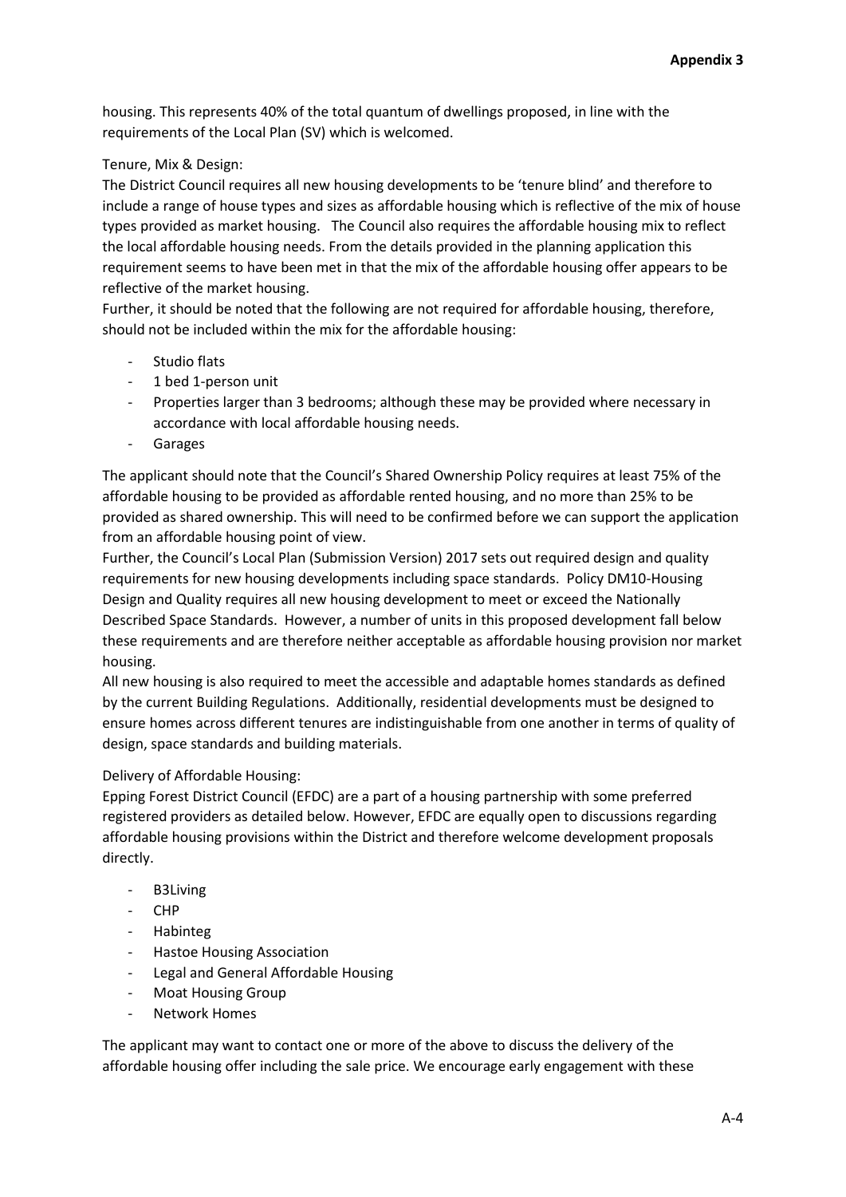housing. This represents 40% of the total quantum of dwellings proposed, in line with the requirements of the Local Plan (SV) which is welcomed.

Tenure, Mix & Design:

The District Council requires all new housing developments to be 'tenure blind' and therefore to include a range of house types and sizes as affordable housing which is reflective of the mix of house types provided as market housing. The Council also requires the affordable housing mix to reflect the local affordable housing needs. From the details provided in the planning application this requirement seems to have been met in that the mix of the affordable housing offer appears to be reflective of the market housing.

Further, it should be noted that the following are not required for affordable housing, therefore, should not be included within the mix for the affordable housing:

- Studio flats
- 1 bed 1-person unit
- Properties larger than 3 bedrooms; although these may be provided where necessary in accordance with local affordable housing needs.
- Garages

The applicant should note that the Council's Shared Ownership Policy requires at least 75% of the affordable housing to be provided as affordable rented housing, and no more than 25% to be provided as shared ownership. This will need to be confirmed before we can support the application from an affordable housing point of view.

Further, the Council's Local Plan (Submission Version) 2017 sets out required design and quality requirements for new housing developments including space standards. Policy DM10-Housing Design and Quality requires all new housing development to meet or exceed the Nationally Described Space Standards. However, a number of units in this proposed development fall below these requirements and are therefore neither acceptable as affordable housing provision nor market housing.

All new housing is also required to meet the accessible and adaptable homes standards as defined by the current Building Regulations. Additionally, residential developments must be designed to ensure homes across different tenures are indistinguishable from one another in terms of quality of design, space standards and building materials.

Delivery of Affordable Housing:

Epping Forest District Council (EFDC) are a part of a housing partnership with some preferred registered providers as detailed below. However, EFDC are equally open to discussions regarding affordable housing provisions within the District and therefore welcome development proposals directly.

- B3Living
- CHP
- Habinteg
- Hastoe Housing Association
- Legal and General Affordable Housing
- Moat Housing Group
- Network Homes

The applicant may want to contact one or more of the above to discuss the delivery of the affordable housing offer including the sale price. We encourage early engagement with these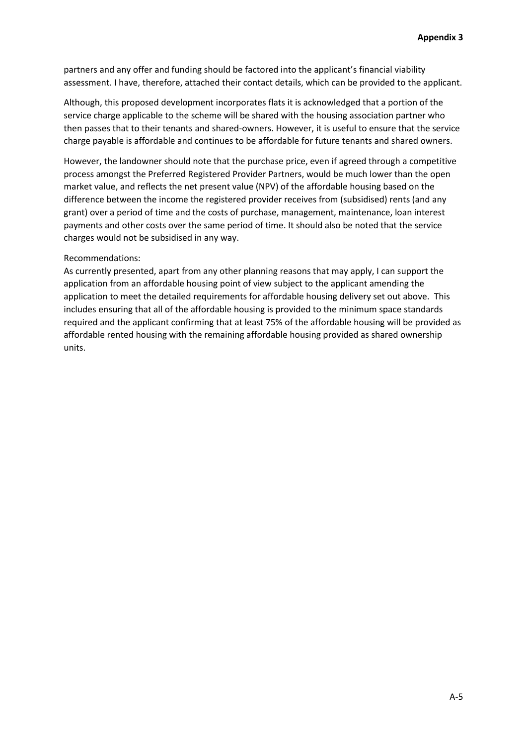partners and any offer and funding should be factored into the applicant's financial viability assessment. I have, therefore, attached their contact details, which can be provided to the applicant.

Although, this proposed development incorporates flats it is acknowledged that a portion of the service charge applicable to the scheme will be shared with the housing association partner who then passes that to their tenants and shared-owners. However, it is useful to ensure that the service charge payable is affordable and continues to be affordable for future tenants and shared owners.

However, the landowner should note that the purchase price, even if agreed through a competitive process amongst the Preferred Registered Provider Partners, would be much lower than the open market value, and reflects the net present value (NPV) of the affordable housing based on the difference between the income the registered provider receives from (subsidised) rents (and any grant) over a period of time and the costs of purchase, management, maintenance, loan interest payments and other costs over the same period of time. It should also be noted that the service charges would not be subsidised in any way.

Recommendations:
As currently presented, apart from any other planning reasons that may apply, I can support the application from an affordable housing point of view subject to the applicant amending the application to meet the detailed requirements for affordable housing delivery set out above. This includes ensuring that all of the affordable housing is provided to the minimum space standards required and the applicant confirming that at least 75% of the affordable housing will be provided as affordable rented housing with the remaining affordable housing provided as shared ownership units.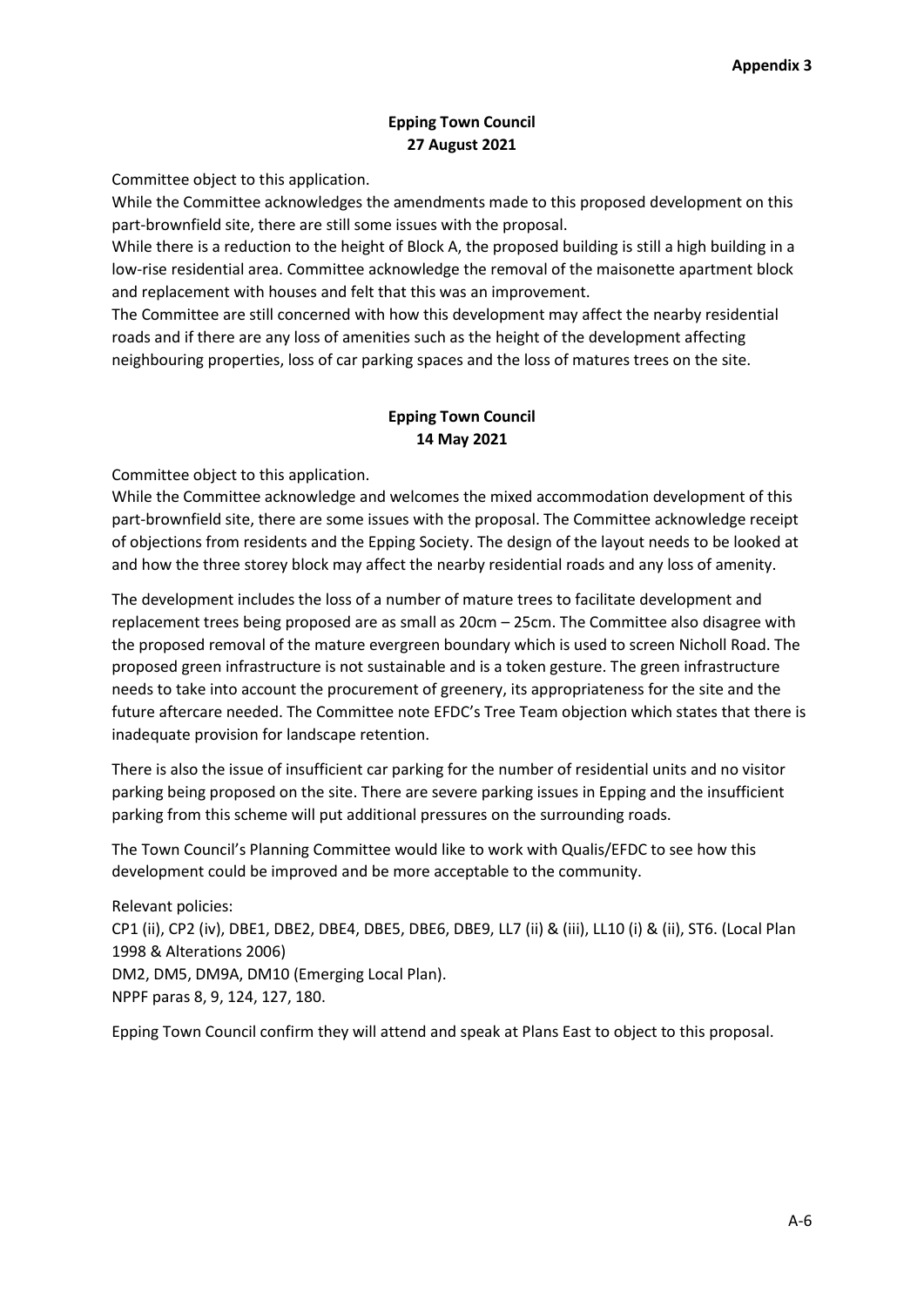**Appendix 3**

**Epping Town Council**
**27 August 2021**

Committee object to this application.

While the Committee acknowledges the amendments made to this proposed development on this part-brownfield site, there are still some issues with the proposal.

While there is a reduction to the height of Block A, the proposed building is still a high building in a low-rise residential area. Committee acknowledge the removal of the maisonette apartment block and replacement with houses and felt that this was an improvement.

The Committee are still concerned with how this development may affect the nearby residential roads and if there are any loss of amenities such as the height of the development affecting neighbouring properties, loss of car parking spaces and the loss of matures trees on the site.

**Epping Town Council**
**14 May 2021**

Committee object to this application.

While the Committee acknowledge and welcomes the mixed accommodation development of this part-brownfield site, there are some issues with the proposal. The Committee acknowledge receipt of objections from residents and the Epping Society. The design of the layout needs to be looked at and how the three storey block may affect the nearby residential roads and any loss of amenity.

The development includes the loss of a number of mature trees to facilitate development and replacement trees being proposed are as small as 20cm – 25cm. The Committee also disagree with the proposed removal of the mature evergreen boundary which is used to screen Nicholl Road. The proposed green infrastructure is not sustainable and is a token gesture. The green infrastructure needs to take into account the procurement of greenery, its appropriateness for the site and the future aftercare needed. The Committee note EFDC's Tree Team objection which states that there is inadequate provision for landscape retention.

There is also the issue of insufficient car parking for the number of residential units and no visitor parking being proposed on the site. There are severe parking issues in Epping and the insufficient parking from this scheme will put additional pressures on the surrounding roads.

The Town Council's Planning Committee would like to work with Qualis/EFDC to see how this development could be improved and be more acceptable to the community.

Relevant policies:
CP1 (ii), CP2 (iv), DBE1, DBE2, DBE4, DBE5, DBE6, DBE9, LL7 (ii) & (iii), LL10 (i) & (ii), ST6. (Local Plan 1998 & Alterations 2006)
DM2, DM5, DM9A, DM10 (Emerging Local Plan).
NPPF paras 8, 9, 124, 127, 180.

Epping Town Council confirm they will attend and speak at Plans East to object to this proposal.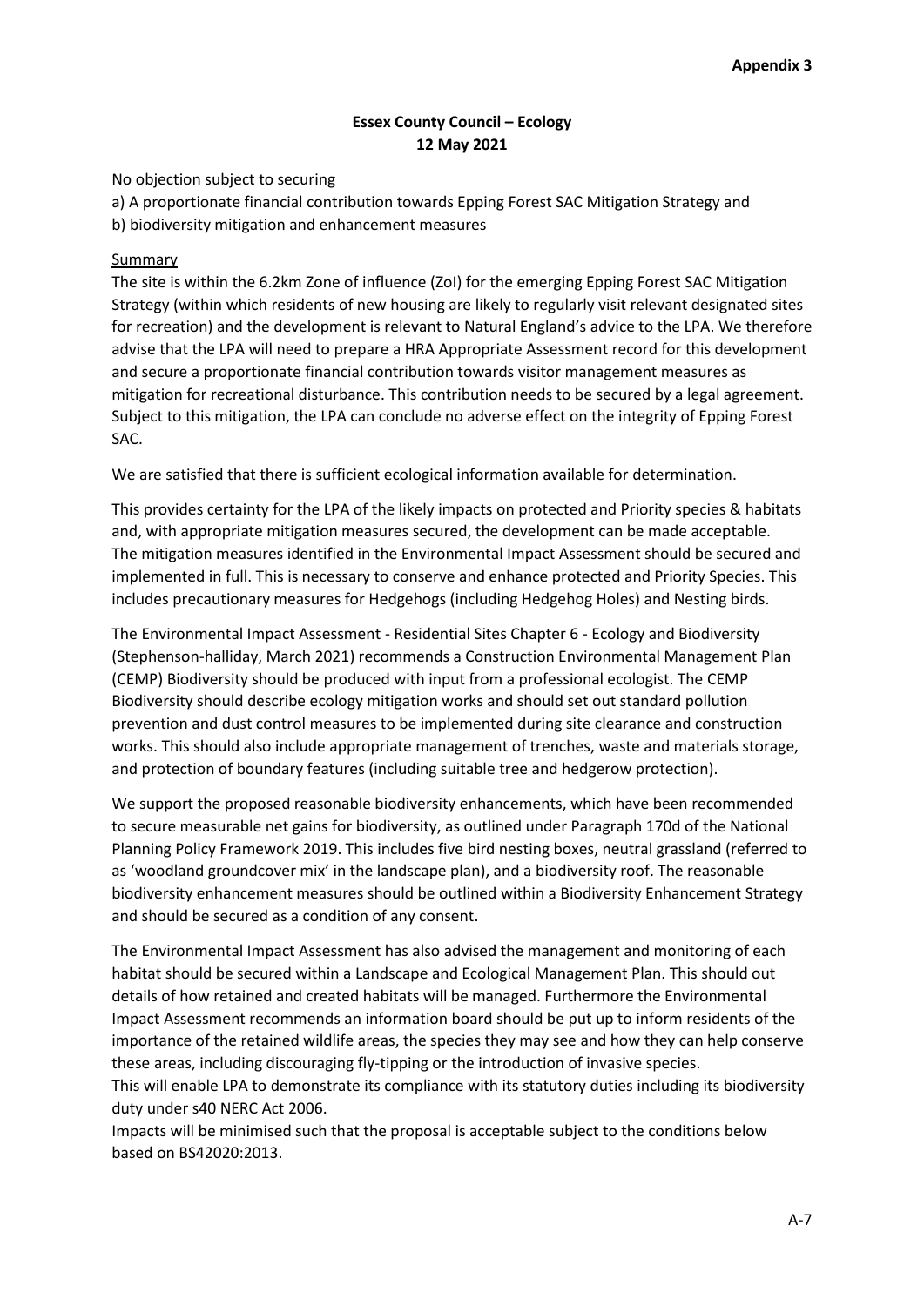**Appendix 3**

**Essex County Council – Ecology**
**12 May 2021**

No objection subject to securing

a) A proportionate financial contribution towards Epping Forest SAC Mitigation Strategy and
b) biodiversity mitigation and enhancement measures

Summary

The site is within the 6.2km Zone of influence (ZoI) for the emerging Epping Forest SAC Mitigation Strategy (within which residents of new housing are likely to regularly visit relevant designated sites for recreation) and the development is relevant to Natural England's advice to the LPA. We therefore advise that the LPA will need to prepare a HRA Appropriate Assessment record for this development and secure a proportionate financial contribution towards visitor management measures as mitigation for recreational disturbance. This contribution needs to be secured by a legal agreement. Subject to this mitigation, the LPA can conclude no adverse effect on the integrity of Epping Forest SAC.

We are satisfied that there is sufficient ecological information available for determination.

This provides certainty for the LPA of the likely impacts on protected and Priority species & habitats and, with appropriate mitigation measures secured, the development can be made acceptable. The mitigation measures identified in the Environmental Impact Assessment should be secured and implemented in full. This is necessary to conserve and enhance protected and Priority Species. This includes precautionary measures for Hedgehogs (including Hedgehog Holes) and Nesting birds.

The Environmental Impact Assessment - Residential Sites Chapter 6 - Ecology and Biodiversity (Stephenson-halliday, March 2021) recommends a Construction Environmental Management Plan (CEMP) Biodiversity should be produced with input from a professional ecologist. The CEMP Biodiversity should describe ecology mitigation works and should set out standard pollution prevention and dust control measures to be implemented during site clearance and construction works. This should also include appropriate management of trenches, waste and materials storage, and protection of boundary features (including suitable tree and hedgerow protection).

We support the proposed reasonable biodiversity enhancements, which have been recommended to secure measurable net gains for biodiversity, as outlined under Paragraph 170d of the National Planning Policy Framework 2019. This includes five bird nesting boxes, neutral grassland (referred to as 'woodland groundcover mix' in the landscape plan), and a biodiversity roof. The reasonable biodiversity enhancement measures should be outlined within a Biodiversity Enhancement Strategy and should be secured as a condition of any consent.

The Environmental Impact Assessment has also advised the management and monitoring of each habitat should be secured within a Landscape and Ecological Management Plan. This should out details of how retained and created habitats will be managed. Furthermore the Environmental Impact Assessment recommends an information board should be put up to inform residents of the importance of the retained wildlife areas, the species they may see and how they can help conserve these areas, including discouraging fly-tipping or the introduction of invasive species.
This will enable LPA to demonstrate its compliance with its statutory duties including its biodiversity duty under s40 NERC Act 2006.
Impacts will be minimised such that the proposal is acceptable subject to the conditions below based on BS42020:2013.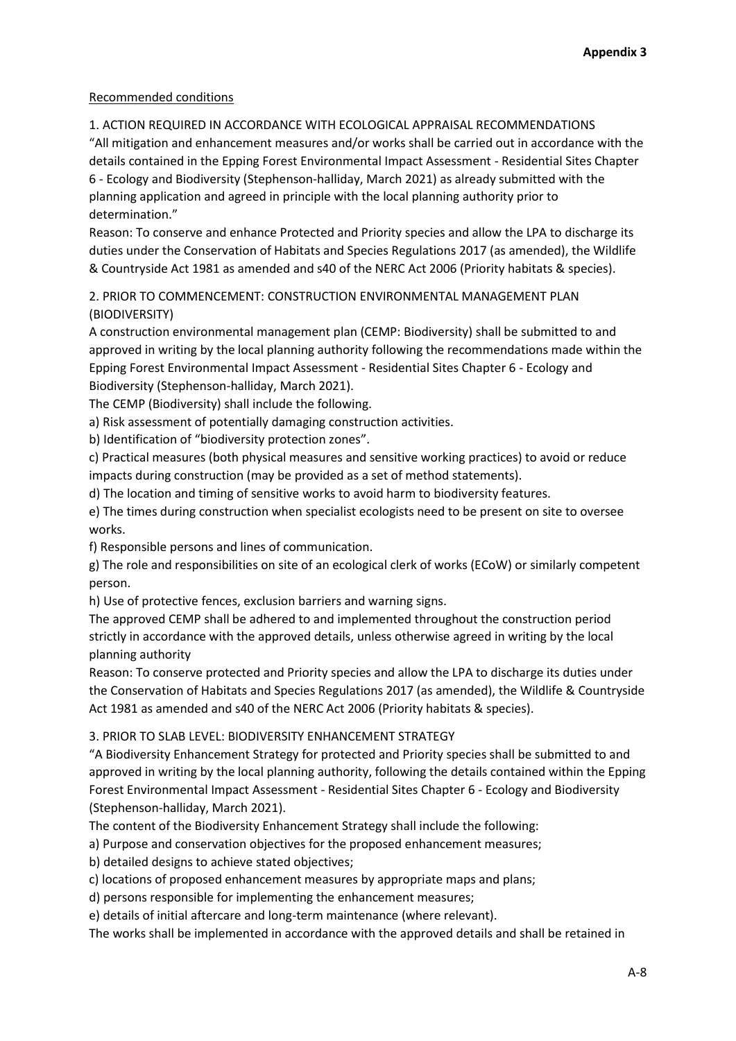**Appendix 3**

Recommended conditions

1. ACTION REQUIRED IN ACCORDANCE WITH ECOLOGICAL APPRAISAL RECOMMENDATIONS

"All mitigation and enhancement measures and/or works shall be carried out in accordance with the details contained in the Epping Forest Environmental Impact Assessment - Residential Sites Chapter 6 - Ecology and Biodiversity (Stephenson-halliday, March 2021) as already submitted with the planning application and agreed in principle with the local planning authority prior to determination."

Reason: To conserve and enhance Protected and Priority species and allow the LPA to discharge its duties under the Conservation of Habitats and Species Regulations 2017 (as amended), the Wildlife & Countryside Act 1981 as amended and s40 of the NERC Act 2006 (Priority habitats & species).

2. PRIOR TO COMMENCEMENT: CONSTRUCTION ENVIRONMENTAL MANAGEMENT PLAN (BIODIVERSITY)

A construction environmental management plan (CEMP: Biodiversity) shall be submitted to and approved in writing by the local planning authority following the recommendations made within the Epping Forest Environmental Impact Assessment - Residential Sites Chapter 6 - Ecology and Biodiversity (Stephenson-halliday, March 2021).

The CEMP (Biodiversity) shall include the following.

a) Risk assessment of potentially damaging construction activities.

b) Identification of "biodiversity protection zones".

c) Practical measures (both physical measures and sensitive working practices) to avoid or reduce impacts during construction (may be provided as a set of method statements).

d) The location and timing of sensitive works to avoid harm to biodiversity features.

e) The times during construction when specialist ecologists need to be present on site to oversee works.

f) Responsible persons and lines of communication.

g) The role and responsibilities on site of an ecological clerk of works (ECoW) or similarly competent person.

h) Use of protective fences, exclusion barriers and warning signs.

The approved CEMP shall be adhered to and implemented throughout the construction period strictly in accordance with the approved details, unless otherwise agreed in writing by the local planning authority

Reason: To conserve protected and Priority species and allow the LPA to discharge its duties under the Conservation of Habitats and Species Regulations 2017 (as amended), the Wildlife & Countryside Act 1981 as amended and s40 of the NERC Act 2006 (Priority habitats & species).

3. PRIOR TO SLAB LEVEL: BIODIVERSITY ENHANCEMENT STRATEGY

"A Biodiversity Enhancement Strategy for protected and Priority species shall be submitted to and approved in writing by the local planning authority, following the details contained within the Epping Forest Environmental Impact Assessment - Residential Sites Chapter 6 - Ecology and Biodiversity (Stephenson-halliday, March 2021).

The content of the Biodiversity Enhancement Strategy shall include the following:

a) Purpose and conservation objectives for the proposed enhancement measures;

b) detailed designs to achieve stated objectives;

c) locations of proposed enhancement measures by appropriate maps and plans;

d) persons responsible for implementing the enhancement measures;

e) details of initial aftercare and long-term maintenance (where relevant).

The works shall be implemented in accordance with the approved details and shall be retained in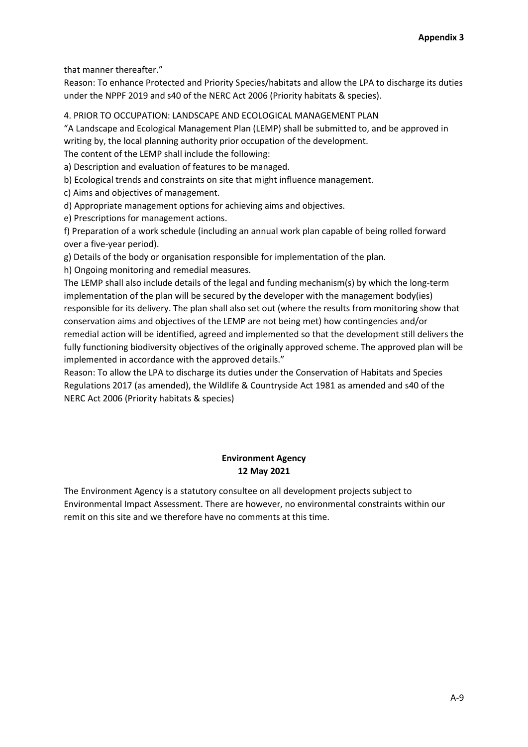that manner thereafter."

Reason: To enhance Protected and Priority Species/habitats and allow the LPA to discharge its duties under the NPPF 2019 and s40 of the NERC Act 2006 (Priority habitats & species).

4. PRIOR TO OCCUPATION: LANDSCAPE AND ECOLOGICAL MANAGEMENT PLAN

"A Landscape and Ecological Management Plan (LEMP) shall be submitted to, and be approved in writing by, the local planning authority prior occupation of the development.

The content of the LEMP shall include the following:

a) Description and evaluation of features to be managed.

b) Ecological trends and constraints on site that might influence management.

c) Aims and objectives of management.

d) Appropriate management options for achieving aims and objectives.

e) Prescriptions for management actions.

f) Preparation of a work schedule (including an annual work plan capable of being rolled forward over a five-year period).

g) Details of the body or organisation responsible for implementation of the plan.

h) Ongoing monitoring and remedial measures.

The LEMP shall also include details of the legal and funding mechanism(s) by which the long-term implementation of the plan will be secured by the developer with the management body(ies) responsible for its delivery. The plan shall also set out (where the results from monitoring show that conservation aims and objectives of the LEMP are not being met) how contingencies and/or remedial action will be identified, agreed and implemented so that the development still delivers the fully functioning biodiversity objectives of the originally approved scheme. The approved plan will be implemented in accordance with the approved details."

Reason: To allow the LPA to discharge its duties under the Conservation of Habitats and Species Regulations 2017 (as amended), the Wildlife & Countryside Act 1981 as amended and s40 of the NERC Act 2006 (Priority habitats & species)

**Environment Agency**
**12 May 2021**

The Environment Agency is a statutory consultee on all development projects subject to Environmental Impact Assessment. There are however, no environmental constraints within our remit on this site and we therefore have no comments at this time.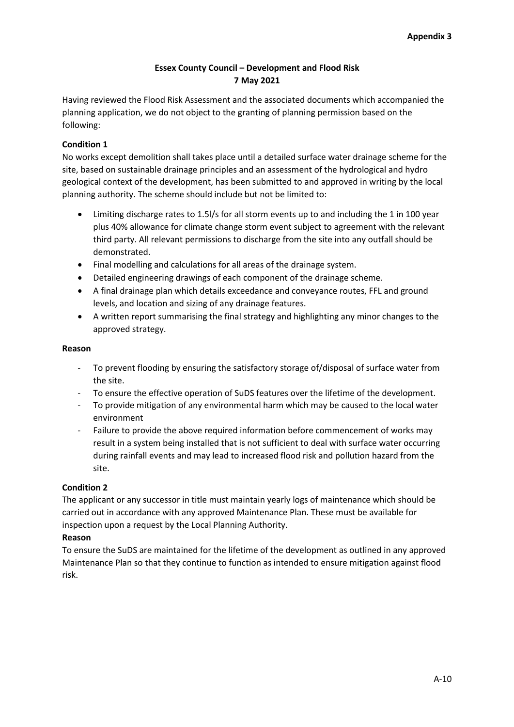**Appendix 3**

**Essex County Council – Development and Flood Risk**
**7 May 2021**

Having reviewed the Flood Risk Assessment and the associated documents which accompanied the planning application, we do not object to the granting of planning permission based on the following:

**Condition 1**

No works except demolition shall takes place until a detailed surface water drainage scheme for the site, based on sustainable drainage principles and an assessment of the hydrological and hydro geological context of the development, has been submitted to and approved in writing by the local planning authority. The scheme should include but not be limited to:

- Limiting discharge rates to 1.5l/s for all storm events up to and including the 1 in 100 year plus 40% allowance for climate change storm event subject to agreement with the relevant third party. All relevant permissions to discharge from the site into any outfall should be demonstrated.
- Final modelling and calculations for all areas of the drainage system.
- Detailed engineering drawings of each component of the drainage scheme.
- A final drainage plan which details exceedance and conveyance routes, FFL and ground levels, and location and sizing of any drainage features.
- A written report summarising the final strategy and highlighting any minor changes to the approved strategy.

**Reason**

- To prevent flooding by ensuring the satisfactory storage of/disposal of surface water from the site.
- To ensure the effective operation of SuDS features over the lifetime of the development.
- To provide mitigation of any environmental harm which may be caused to the local water environment
- Failure to provide the above required information before commencement of works may result in a system being installed that is not sufficient to deal with surface water occurring during rainfall events and may lead to increased flood risk and pollution hazard from the site.

**Condition 2**

The applicant or any successor in title must maintain yearly logs of maintenance which should be carried out in accordance with any approved Maintenance Plan. These must be available for inspection upon a request by the Local Planning Authority.

**Reason**

To ensure the SuDS are maintained for the lifetime of the development as outlined in any approved Maintenance Plan so that they continue to function as intended to ensure mitigation against flood risk.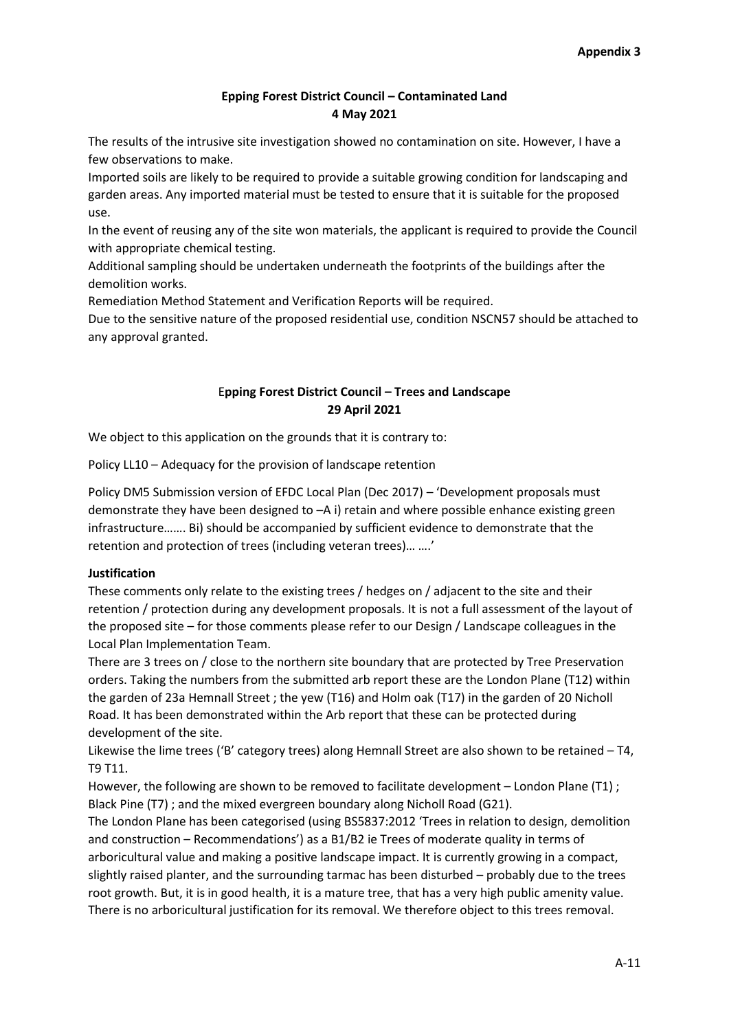**Appendix 3**

## Epping Forest District Council – Contaminated Land
**4 May 2021**

The results of the intrusive site investigation showed no contamination on site. However, I have a few observations to make.

Imported soils are likely to be required to provide a suitable growing condition for landscaping and garden areas. Any imported material must be tested to ensure that it is suitable for the proposed use.

In the event of reusing any of the site won materials, the applicant is required to provide the Council with appropriate chemical testing.

Additional sampling should be undertaken underneath the footprints of the buildings after the demolition works.

Remediation Method Statement and Verification Reports will be required.

Due to the sensitive nature of the proposed residential use, condition NSCN57 should be attached to any approval granted.

## Epping Forest District Council – Trees and Landscape
**29 April 2021**

We object to this application on the grounds that it is contrary to:

Policy LL10 – Adequacy for the provision of landscape retention

Policy DM5 Submission version of EFDC Local Plan (Dec 2017) – 'Development proposals must demonstrate they have been designed to –A i) retain and where possible enhance existing green infrastructure……. Bi) should be accompanied by sufficient evidence to demonstrate that the retention and protection of trees (including veteran trees)… ….'

**Justification**

These comments only relate to the existing trees / hedges on / adjacent to the site and their retention / protection during any development proposals. It is not a full assessment of the layout of the proposed site – for those comments please refer to our Design / Landscape colleagues in the Local Plan Implementation Team.

There are 3 trees on / close to the northern site boundary that are protected by Tree Preservation orders. Taking the numbers from the submitted arb report these are the London Plane (T12) within the garden of 23a Hemnall Street ; the yew (T16) and Holm oak (T17) in the garden of 20 Nicholl Road. It has been demonstrated within the Arb report that these can be protected during development of the site.

Likewise the lime trees ('B' category trees) along Hemnall Street are also shown to be retained – T4, T9 T11.

However, the following are shown to be removed to facilitate development – London Plane (T1) ; Black Pine (T7) ; and the mixed evergreen boundary along Nicholl Road (G21).

The London Plane has been categorised (using BS5837:2012 'Trees in relation to design, demolition and construction – Recommendations') as a B1/B2 ie Trees of moderate quality in terms of arboricultural value and making a positive landscape impact. It is currently growing in a compact, slightly raised planter, and the surrounding tarmac has been disturbed – probably due to the trees root growth. But, it is in good health, it is a mature tree, that has a very high public amenity value. There is no arboricultural justification for its removal. We therefore object to this trees removal.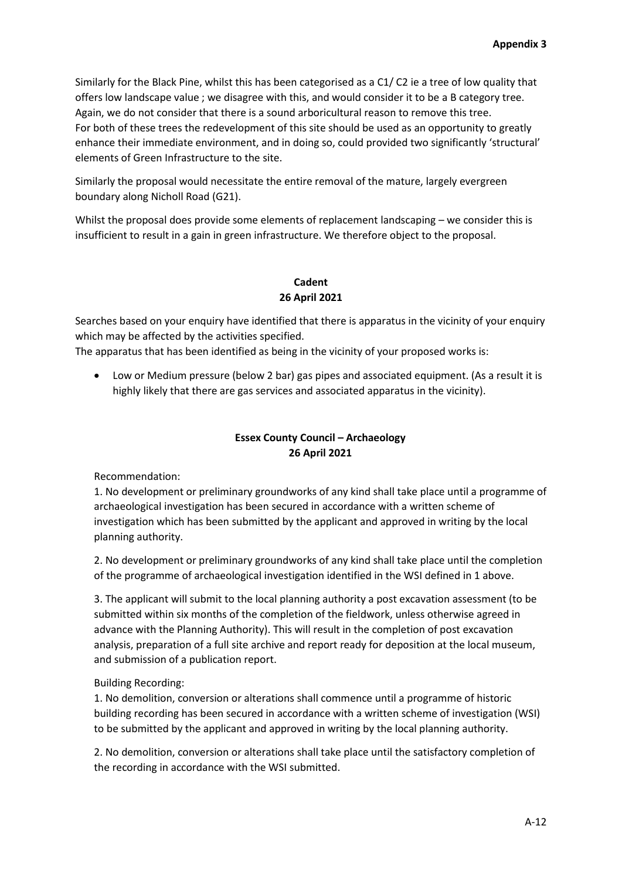Similarly for the Black Pine, whilst this has been categorised as a C1/ C2 ie a tree of low quality that offers low landscape value ; we disagree with this, and would consider it to be a B category tree. Again, we do not consider that there is a sound arboricultural reason to remove this tree. For both of these trees the redevelopment of this site should be used as an opportunity to greatly enhance their immediate environment, and in doing so, could provided two significantly 'structural' elements of Green Infrastructure to the site.

Similarly the proposal would necessitate the entire removal of the mature, largely evergreen boundary along Nicholl Road (G21).

Whilst the proposal does provide some elements of replacement landscaping – we consider this is insufficient to result in a gain in green infrastructure. We therefore object to the proposal.

**Cadent**
**26 April 2021**

Searches based on your enquiry have identified that there is apparatus in the vicinity of your enquiry which may be affected by the activities specified.

The apparatus that has been identified as being in the vicinity of your proposed works is:

- Low or Medium pressure (below 2 bar) gas pipes and associated equipment. (As a result it is highly likely that there are gas services and associated apparatus in the vicinity).

**Essex County Council – Archaeology**
**26 April 2021**

Recommendation:

1. No development or preliminary groundworks of any kind shall take place until a programme of archaeological investigation has been secured in accordance with a written scheme of investigation which has been submitted by the applicant and approved in writing by the local planning authority.

2. No development or preliminary groundworks of any kind shall take place until the completion of the programme of archaeological investigation identified in the WSI defined in 1 above.

3. The applicant will submit to the local planning authority a post excavation assessment (to be submitted within six months of the completion of the fieldwork, unless otherwise agreed in advance with the Planning Authority). This will result in the completion of post excavation analysis, preparation of a full site archive and report ready for deposition at the local museum, and submission of a publication report.

Building Recording:

1. No demolition, conversion or alterations shall commence until a programme of historic building recording has been secured in accordance with a written scheme of investigation (WSI) to be submitted by the applicant and approved in writing by the local planning authority.

2. No demolition, conversion or alterations shall take place until the satisfactory completion of the recording in accordance with the WSI submitted.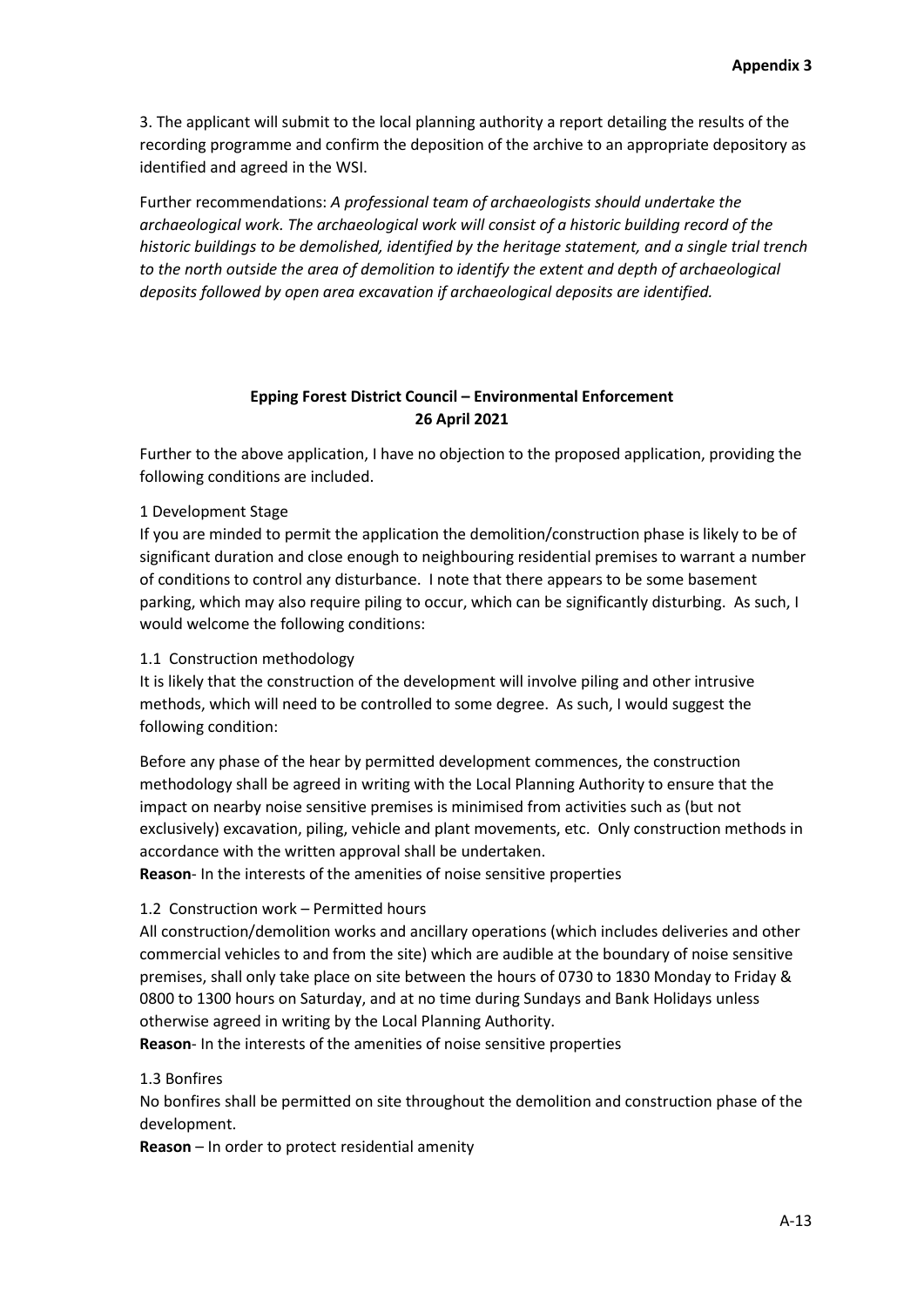**Appendix 3**

3. The applicant will submit to the local planning authority a report detailing the results of the recording programme and confirm the deposition of the archive to an appropriate depository as identified and agreed in the WSI.

Further recommendations: *A professional team of archaeologists should undertake the archaeological work. The archaeological work will consist of a historic building record of the historic buildings to be demolished, identified by the heritage statement, and a single trial trench to the north outside the area of demolition to identify the extent and depth of archaeological deposits followed by open area excavation if archaeological deposits are identified.*

**Epping Forest District Council – Environmental Enforcement**
**26 April 2021**

Further to the above application, I have no objection to the proposed application, providing the following conditions are included.

1 Development Stage

If you are minded to permit the application the demolition/construction phase is likely to be of significant duration and close enough to neighbouring residential premises to warrant a number of conditions to control any disturbance. I note that there appears to be some basement parking, which may also require piling to occur, which can be significantly disturbing. As such, I would welcome the following conditions:

1.1 Construction methodology

It is likely that the construction of the development will involve piling and other intrusive methods, which will need to be controlled to some degree. As such, I would suggest the following condition:

Before any phase of the hear by permitted development commences, the construction methodology shall be agreed in writing with the Local Planning Authority to ensure that the impact on nearby noise sensitive premises is minimised from activities such as (but not exclusively) excavation, piling, vehicle and plant movements, etc. Only construction methods in accordance with the written approval shall be undertaken.

**Reason**- In the interests of the amenities of noise sensitive properties

1.2 Construction work – Permitted hours

All construction/demolition works and ancillary operations (which includes deliveries and other commercial vehicles to and from the site) which are audible at the boundary of noise sensitive premises, shall only take place on site between the hours of 0730 to 1830 Monday to Friday & 0800 to 1300 hours on Saturday, and at no time during Sundays and Bank Holidays unless otherwise agreed in writing by the Local Planning Authority.

**Reason**- In the interests of the amenities of noise sensitive properties

1.3 Bonfires

No bonfires shall be permitted on site throughout the demolition and construction phase of the development.

**Reason** – In order to protect residential amenity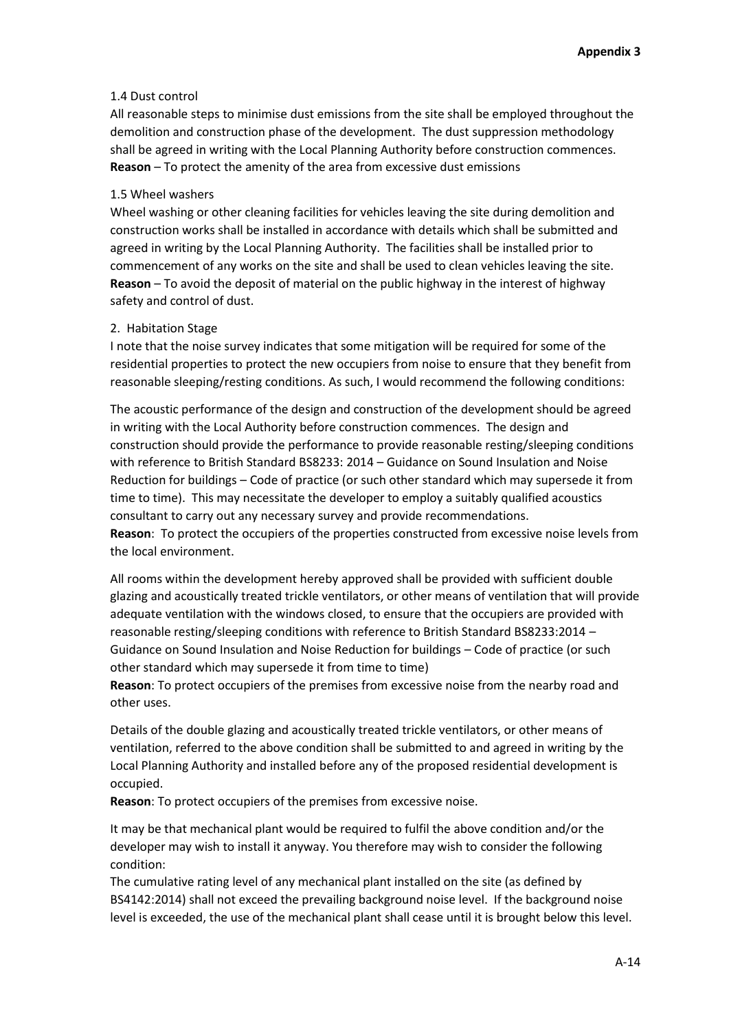1.4 Dust control

All reasonable steps to minimise dust emissions from the site shall be employed throughout the demolition and construction phase of the development. The dust suppression methodology shall be agreed in writing with the Local Planning Authority before construction commences.
**Reason** – To protect the amenity of the area from excessive dust emissions

1.5 Wheel washers

Wheel washing or other cleaning facilities for vehicles leaving the site during demolition and construction works shall be installed in accordance with details which shall be submitted and agreed in writing by the Local Planning Authority. The facilities shall be installed prior to commencement of any works on the site and shall be used to clean vehicles leaving the site.
**Reason** – To avoid the deposit of material on the public highway in the interest of highway safety and control of dust.

2. Habitation Stage

I note that the noise survey indicates that some mitigation will be required for some of the residential properties to protect the new occupiers from noise to ensure that they benefit from reasonable sleeping/resting conditions. As such, I would recommend the following conditions:

The acoustic performance of the design and construction of the development should be agreed in writing with the Local Authority before construction commences. The design and construction should provide the performance to provide reasonable resting/sleeping conditions with reference to British Standard BS8233: 2014 – Guidance on Sound Insulation and Noise Reduction for buildings – Code of practice (or such other standard which may supersede it from time to time). This may necessitate the developer to employ a suitably qualified acoustics consultant to carry out any necessary survey and provide recommendations.
**Reason**: To protect the occupiers of the properties constructed from excessive noise levels from the local environment.

All rooms within the development hereby approved shall be provided with sufficient double glazing and acoustically treated trickle ventilators, or other means of ventilation that will provide adequate ventilation with the windows closed, to ensure that the occupiers are provided with reasonable resting/sleeping conditions with reference to British Standard BS8233:2014 – Guidance on Sound Insulation and Noise Reduction for buildings – Code of practice (or such other standard which may supersede it from time to time)
**Reason**: To protect occupiers of the premises from excessive noise from the nearby road and other uses.

Details of the double glazing and acoustically treated trickle ventilators, or other means of ventilation, referred to the above condition shall be submitted to and agreed in writing by the Local Planning Authority and installed before any of the proposed residential development is occupied.
**Reason**: To protect occupiers of the premises from excessive noise.

It may be that mechanical plant would be required to fulfil the above condition and/or the developer may wish to install it anyway. You therefore may wish to consider the following condition:
The cumulative rating level of any mechanical plant installed on the site (as defined by BS4142:2014) shall not exceed the prevailing background noise level. If the background noise level is exceeded, the use of the mechanical plant shall cease until it is brought below this level.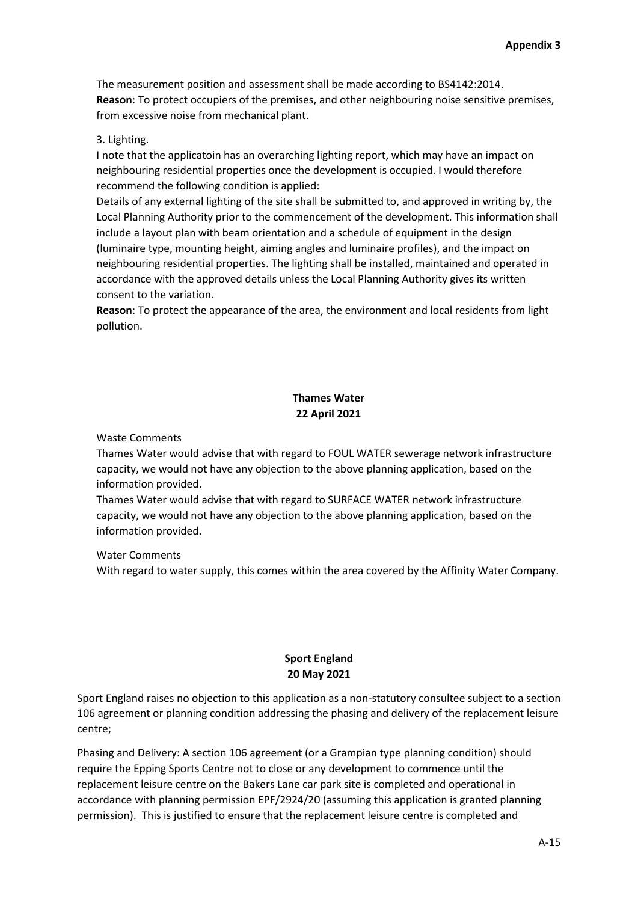The measurement position and assessment shall be made according to BS4142:2014.
**Reason**: To protect occupiers of the premises, and other neighbouring noise sensitive premises, from excessive noise from mechanical plant.

3. Lighting.

I note that the applicatoin has an overarching lighting report, which may have an impact on neighbouring residential properties once the development is occupied. I would therefore recommend the following condition is applied:

Details of any external lighting of the site shall be submitted to, and approved in writing by, the Local Planning Authority prior to the commencement of the development. This information shall include a layout plan with beam orientation and a schedule of equipment in the design (luminaire type, mounting height, aiming angles and luminaire profiles), and the impact on neighbouring residential properties. The lighting shall be installed, maintained and operated in accordance with the approved details unless the Local Planning Authority gives its written consent to the variation.

**Reason**: To protect the appearance of the area, the environment and local residents from light pollution.

**Thames Water**
**22 April 2021**

Waste Comments

Thames Water would advise that with regard to FOUL WATER sewerage network infrastructure capacity, we would not have any objection to the above planning application, based on the information provided.

Thames Water would advise that with regard to SURFACE WATER network infrastructure capacity, we would not have any objection to the above planning application, based on the information provided.

Water Comments

With regard to water supply, this comes within the area covered by the Affinity Water Company.

**Sport England**
**20 May 2021**

Sport England raises no objection to this application as a non-statutory consultee subject to a section 106 agreement or planning condition addressing the phasing and delivery of the replacement leisure centre;

Phasing and Delivery: A section 106 agreement (or a Grampian type planning condition) should require the Epping Sports Centre not to close or any development to commence until the replacement leisure centre on the Bakers Lane car park site is completed and operational in accordance with planning permission EPF/2924/20 (assuming this application is granted planning permission). This is justified to ensure that the replacement leisure centre is completed and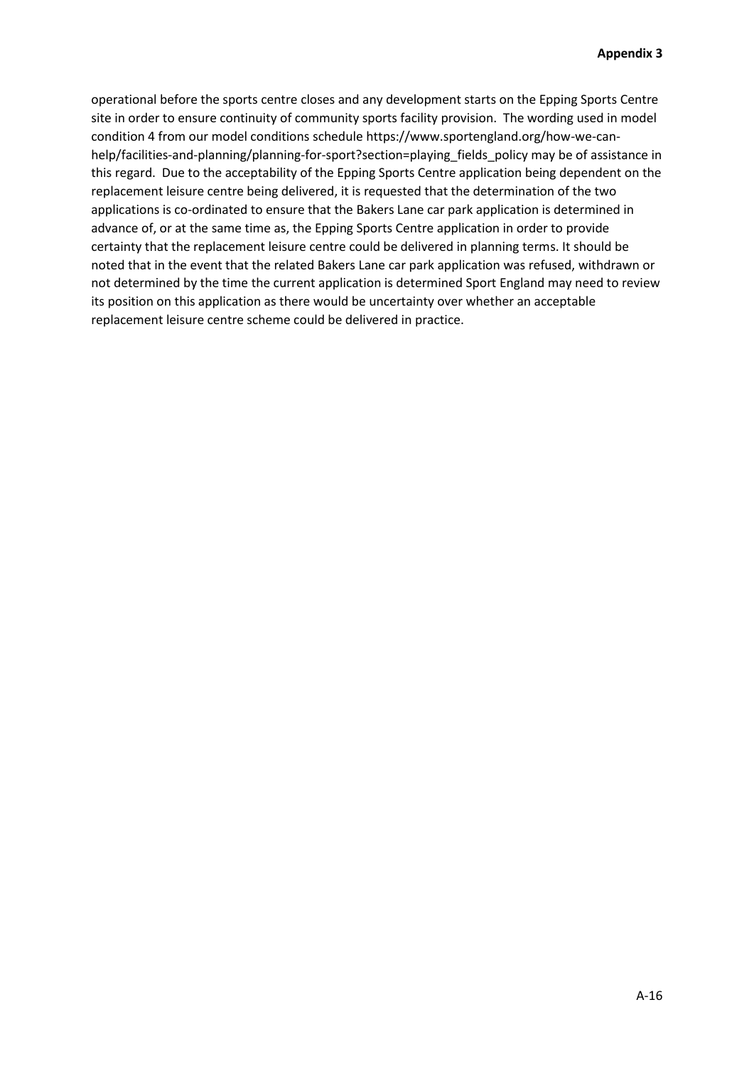operational before the sports centre closes and any development starts on the Epping Sports Centre site in order to ensure continuity of community sports facility provision. The wording used in model condition 4 from our model conditions schedule https://www.sportengland.org/how-we-can-help/facilities-and-planning/planning-for-sport?section=playing_fields_policy may be of assistance in this regard. Due to the acceptability of the Epping Sports Centre application being dependent on the replacement leisure centre being delivered, it is requested that the determination of the two applications is co-ordinated to ensure that the Bakers Lane car park application is determined in advance of, or at the same time as, the Epping Sports Centre application in order to provide certainty that the replacement leisure centre could be delivered in planning terms. It should be noted that in the event that the related Bakers Lane car park application was refused, withdrawn or not determined by the time the current application is determined Sport England may need to review its position on this application as there would be uncertainty over whether an acceptable replacement leisure centre scheme could be delivered in practice.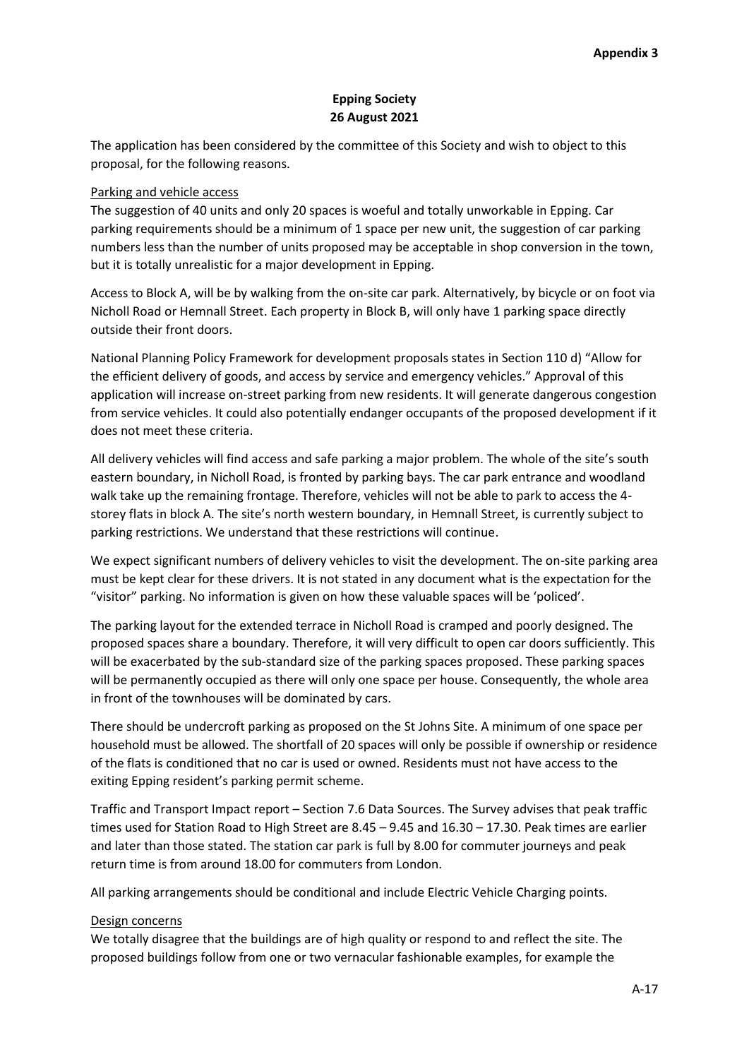**Appendix 3**

**Epping Society**
**26 August 2021**

The application has been considered by the committee of this Society and wish to object to this proposal, for the following reasons.

<u>Parking and vehicle access</u>

The suggestion of 40 units and only 20 spaces is woeful and totally unworkable in Epping. Car parking requirements should be a minimum of 1 space per new unit, the suggestion of car parking numbers less than the number of units proposed may be acceptable in shop conversion in the town, but it is totally unrealistic for a major development in Epping.

Access to Block A, will be by walking from the on-site car park. Alternatively, by bicycle or on foot via Nicholl Road or Hemnall Street. Each property in Block B, will only have 1 parking space directly outside their front doors.

National Planning Policy Framework for development proposals states in Section 110 d) "Allow for the efficient delivery of goods, and access by service and emergency vehicles." Approval of this application will increase on-street parking from new residents. It will generate dangerous congestion from service vehicles. It could also potentially endanger occupants of the proposed development if it does not meet these criteria.

All delivery vehicles will find access and safe parking a major problem. The whole of the site's south eastern boundary, in Nicholl Road, is fronted by parking bays. The car park entrance and woodland walk take up the remaining frontage. Therefore, vehicles will not be able to park to access the 4-storey flats in block A. The site's north western boundary, in Hemnall Street, is currently subject to parking restrictions. We understand that these restrictions will continue.

We expect significant numbers of delivery vehicles to visit the development. The on-site parking area must be kept clear for these drivers. It is not stated in any document what is the expectation for the "visitor" parking. No information is given on how these valuable spaces will be 'policed'.

The parking layout for the extended terrace in Nicholl Road is cramped and poorly designed. The proposed spaces share a boundary. Therefore, it will very difficult to open car doors sufficiently. This will be exacerbated by the sub-standard size of the parking spaces proposed. These parking spaces will be permanently occupied as there will only one space per house. Consequently, the whole area in front of the townhouses will be dominated by cars.

There should be undercroft parking as proposed on the St Johns Site. A minimum of one space per household must be allowed. The shortfall of 20 spaces will only be possible if ownership or residence of the flats is conditioned that no car is used or owned. Residents must not have access to the exiting Epping resident's parking permit scheme.

Traffic and Transport Impact report – Section 7.6 Data Sources. The Survey advises that peak traffic times used for Station Road to High Street are 8.45 – 9.45 and 16.30 – 17.30. Peak times are earlier and later than those stated. The station car park is full by 8.00 for commuter journeys and peak return time is from around 18.00 for commuters from London.

All parking arrangements should be conditional and include Electric Vehicle Charging points.

<u>Design concerns</u>

We totally disagree that the buildings are of high quality or respond to and reflect the site. The proposed buildings follow from one or two vernacular fashionable examples, for example the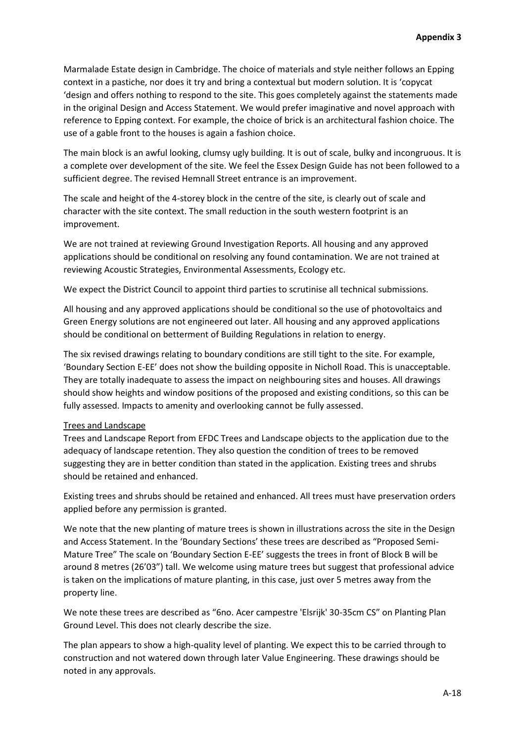Marmalade Estate design in Cambridge. The choice of materials and style neither follows an Epping context in a pastiche, nor does it try and bring a contextual but modern solution. It is 'copycat 'design and offers nothing to respond to the site. This goes completely against the statements made in the original Design and Access Statement. We would prefer imaginative and novel approach with reference to Epping context. For example, the choice of brick is an architectural fashion choice. The use of a gable front to the houses is again a fashion choice.

The main block is an awful looking, clumsy ugly building. It is out of scale, bulky and incongruous. It is a complete over development of the site. We feel the Essex Design Guide has not been followed to a sufficient degree. The revised Hemnall Street entrance is an improvement.

The scale and height of the 4-storey block in the centre of the site, is clearly out of scale and character with the site context. The small reduction in the south western footprint is an improvement.

We are not trained at reviewing Ground Investigation Reports. All housing and any approved applications should be conditional on resolving any found contamination. We are not trained at reviewing Acoustic Strategies, Environmental Assessments, Ecology etc.

We expect the District Council to appoint third parties to scrutinise all technical submissions.

All housing and any approved applications should be conditional so the use of photovoltaics and Green Energy solutions are not engineered out later. All housing and any approved applications should be conditional on betterment of Building Regulations in relation to energy.

The six revised drawings relating to boundary conditions are still tight to the site. For example, 'Boundary Section E-EE' does not show the building opposite in Nicholl Road. This is unacceptable. They are totally inadequate to assess the impact on neighbouring sites and houses. All drawings should show heights and window positions of the proposed and existing conditions, so this can be fully assessed. Impacts to amenity and overlooking cannot be fully assessed.

Trees and Landscape

Trees and Landscape Report from EFDC Trees and Landscape objects to the application due to the adequacy of landscape retention. They also question the condition of trees to be removed suggesting they are in better condition than stated in the application. Existing trees and shrubs should be retained and enhanced.

Existing trees and shrubs should be retained and enhanced. All trees must have preservation orders applied before any permission is granted.

We note that the new planting of mature trees is shown in illustrations across the site in the Design and Access Statement. In the 'Boundary Sections' these trees are described as "Proposed Semi-Mature Tree" The scale on 'Boundary Section E-EE' suggests the trees in front of Block B will be around 8 metres (26'03") tall. We welcome using mature trees but suggest that professional advice is taken on the implications of mature planting, in this case, just over 5 metres away from the property line.

We note these trees are described as "6no. Acer campestre 'Elsrijk' 30-35cm CS" on Planting Plan Ground Level. This does not clearly describe the size.

The plan appears to show a high-quality level of planting. We expect this to be carried through to construction and not watered down through later Value Engineering. These drawings should be noted in any approvals.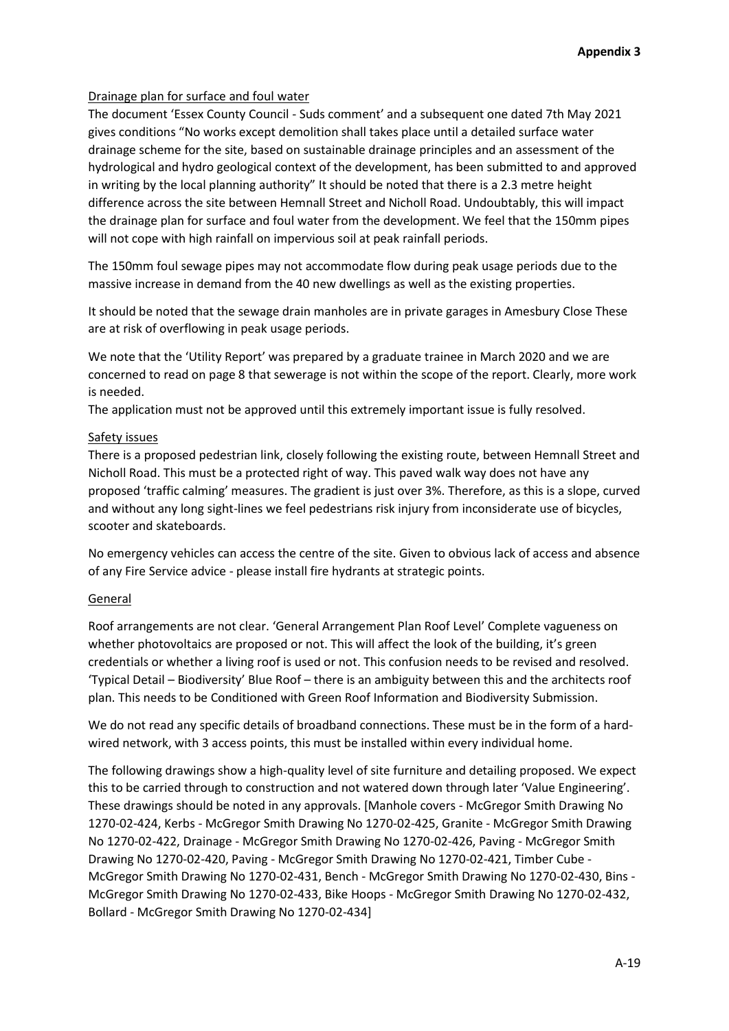**Appendix 3**

Drainage plan for surface and foul water

The document 'Essex County Council - Suds comment' and a subsequent one dated 7th May 2021 gives conditions "No works except demolition shall takes place until a detailed surface water drainage scheme for the site, based on sustainable drainage principles and an assessment of the hydrological and hydro geological context of the development, has been submitted to and approved in writing by the local planning authority" It should be noted that there is a 2.3 metre height difference across the site between Hemnall Street and Nicholl Road. Undoubtably, this will impact the drainage plan for surface and foul water from the development. We feel that the 150mm pipes will not cope with high rainfall on impervious soil at peak rainfall periods.

The 150mm foul sewage pipes may not accommodate flow during peak usage periods due to the massive increase in demand from the 40 new dwellings as well as the existing properties.

It should be noted that the sewage drain manholes are in private garages in Amesbury Close These are at risk of overflowing in peak usage periods.

We note that the 'Utility Report' was prepared by a graduate trainee in March 2020 and we are concerned to read on page 8 that sewerage is not within the scope of the report. Clearly, more work is needed.

The application must not be approved until this extremely important issue is fully resolved.

Safety issues

There is a proposed pedestrian link, closely following the existing route, between Hemnall Street and Nicholl Road. This must be a protected right of way. This paved walk way does not have any proposed 'traffic calming' measures. The gradient is just over 3%. Therefore, as this is a slope, curved and without any long sight-lines we feel pedestrians risk injury from inconsiderate use of bicycles, scooter and skateboards.

No emergency vehicles can access the centre of the site. Given to obvious lack of access and absence of any Fire Service advice - please install fire hydrants at strategic points.

General

Roof arrangements are not clear. 'General Arrangement Plan Roof Level' Complete vagueness on whether photovoltaics are proposed or not. This will affect the look of the building, it's green credentials or whether a living roof is used or not. This confusion needs to be revised and resolved. 'Typical Detail – Biodiversity' Blue Roof – there is an ambiguity between this and the architects roof plan. This needs to be Conditioned with Green Roof Information and Biodiversity Submission.

We do not read any specific details of broadband connections. These must be in the form of a hard-wired network, with 3 access points, this must be installed within every individual home.

The following drawings show a high-quality level of site furniture and detailing proposed. We expect this to be carried through to construction and not watered down through later 'Value Engineering'. These drawings should be noted in any approvals. [Manhole covers - McGregor Smith Drawing No 1270-02-424, Kerbs - McGregor Smith Drawing No 1270-02-425, Granite - McGregor Smith Drawing No 1270-02-422, Drainage - McGregor Smith Drawing No 1270-02-426, Paving - McGregor Smith Drawing No 1270-02-420, Paving - McGregor Smith Drawing No 1270-02-421, Timber Cube - McGregor Smith Drawing No 1270-02-431, Bench - McGregor Smith Drawing No 1270-02-430, Bins - McGregor Smith Drawing No 1270-02-433, Bike Hoops - McGregor Smith Drawing No 1270-02-432, Bollard - McGregor Smith Drawing No 1270-02-434]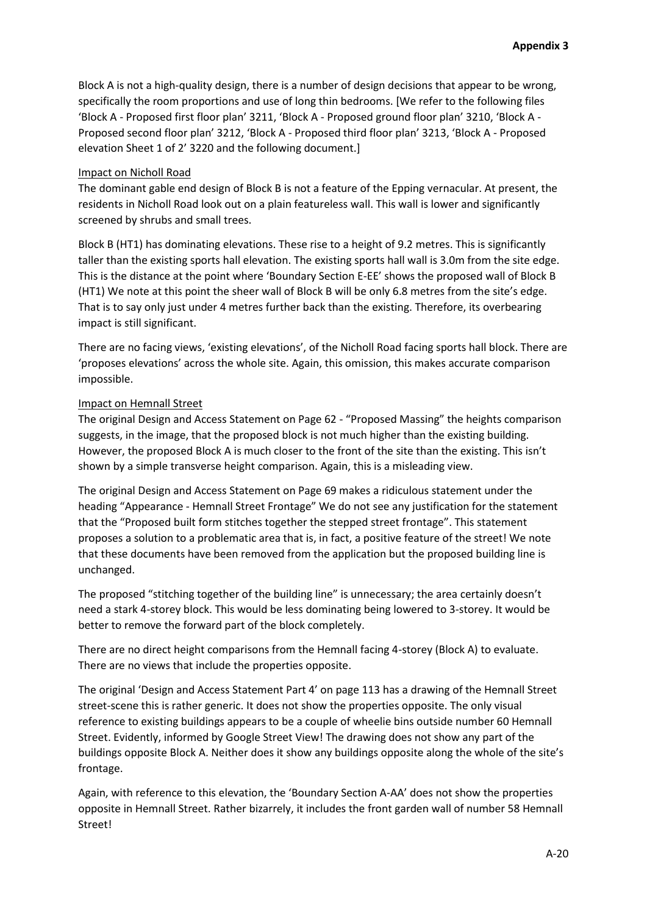Block A is not a high-quality design, there is a number of design decisions that appear to be wrong, specifically the room proportions and use of long thin bedrooms. [We refer to the following files 'Block A - Proposed first floor plan' 3211, 'Block A - Proposed ground floor plan' 3210, 'Block A - Proposed second floor plan' 3212, 'Block A - Proposed third floor plan' 3213, 'Block A - Proposed elevation Sheet 1 of 2' 3220 and the following document.]

Impact on Nicholl Road

The dominant gable end design of Block B is not a feature of the Epping vernacular. At present, the residents in Nicholl Road look out on a plain featureless wall. This wall is lower and significantly screened by shrubs and small trees.

Block B (HT1) has dominating elevations. These rise to a height of 9.2 metres. This is significantly taller than the existing sports hall elevation. The existing sports hall wall is 3.0m from the site edge. This is the distance at the point where 'Boundary Section E-EE' shows the proposed wall of Block B (HT1) We note at this point the sheer wall of Block B will be only 6.8 metres from the site's edge. That is to say only just under 4 metres further back than the existing. Therefore, its overbearing impact is still significant.

There are no facing views, 'existing elevations', of the Nicholl Road facing sports hall block. There are 'proposes elevations' across the whole site. Again, this omission, this makes accurate comparison impossible.

Impact on Hemnall Street

The original Design and Access Statement on Page 62 - "Proposed Massing" the heights comparison suggests, in the image, that the proposed block is not much higher than the existing building. However, the proposed Block A is much closer to the front of the site than the existing. This isn't shown by a simple transverse height comparison. Again, this is a misleading view.

The original Design and Access Statement on Page 69 makes a ridiculous statement under the heading "Appearance - Hemnall Street Frontage" We do not see any justification for the statement that the "Proposed built form stitches together the stepped street frontage". This statement proposes a solution to a problematic area that is, in fact, a positive feature of the street! We note that these documents have been removed from the application but the proposed building line is unchanged.

The proposed "stitching together of the building line" is unnecessary; the area certainly doesn't need a stark 4-storey block. This would be less dominating being lowered to 3-storey. It would be better to remove the forward part of the block completely.

There are no direct height comparisons from the Hemnall facing 4-storey (Block A) to evaluate. There are no views that include the properties opposite.

The original 'Design and Access Statement Part 4' on page 113 has a drawing of the Hemnall Street street-scene this is rather generic. It does not show the properties opposite. The only visual reference to existing buildings appears to be a couple of wheelie bins outside number 60 Hemnall Street. Evidently, informed by Google Street View! The drawing does not show any part of the buildings opposite Block A. Neither does it show any buildings opposite along the whole of the site's frontage.

Again, with reference to this elevation, the 'Boundary Section A-AA' does not show the properties opposite in Hemnall Street. Rather bizarrely, it includes the front garden wall of number 58 Hemnall Street!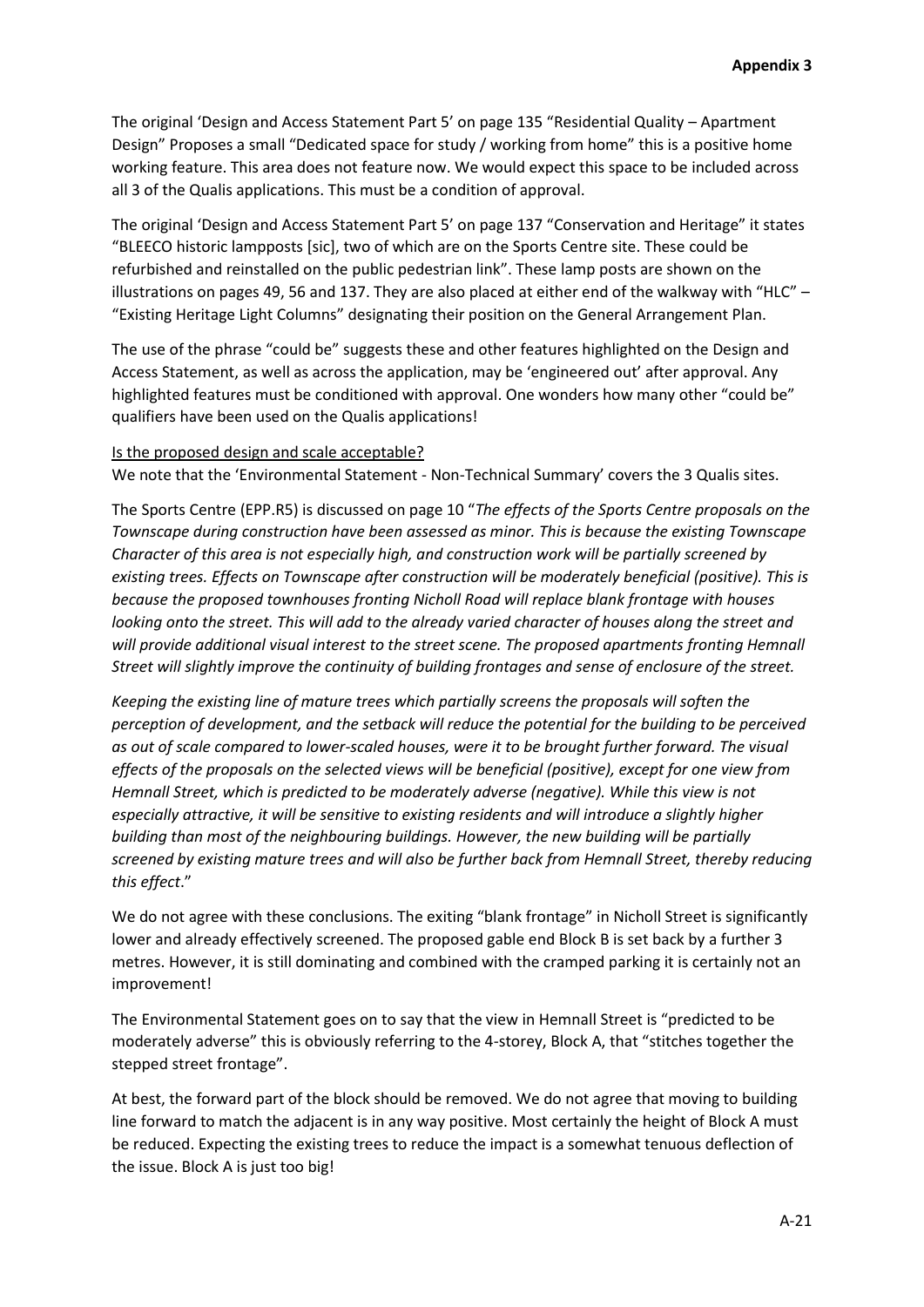The original 'Design and Access Statement Part 5' on page 135 "Residential Quality – Apartment Design" Proposes a small "Dedicated space for study / working from home" this is a positive home working feature. This area does not feature now. We would expect this space to be included across all 3 of the Qualis applications. This must be a condition of approval.

The original 'Design and Access Statement Part 5' on page 137 "Conservation and Heritage" it states "BLEECO historic lampposts [sic], two of which are on the Sports Centre site. These could be refurbished and reinstalled on the public pedestrian link". These lamp posts are shown on the illustrations on pages 49, 56 and 137. They are also placed at either end of the walkway with "HLC" – "Existing Heritage Light Columns" designating their position on the General Arrangement Plan.

The use of the phrase "could be" suggests these and other features highlighted on the Design and Access Statement, as well as across the application, may be 'engineered out' after approval. Any highlighted features must be conditioned with approval. One wonders how many other "could be" qualifiers have been used on the Qualis applications!

<u>Is the proposed design and scale acceptable?</u>

We note that the 'Environmental Statement - Non-Technical Summary' covers the 3 Qualis sites.

The Sports Centre (EPP.R5) is discussed on page 10 "*The effects of the Sports Centre proposals on the Townscape during construction have been assessed as minor. This is because the existing Townscape Character of this area is not especially high, and construction work will be partially screened by existing trees. Effects on Townscape after construction will be moderately beneficial (positive). This is because the proposed townhouses fronting Nicholl Road will replace blank frontage with houses looking onto the street. This will add to the already varied character of houses along the street and will provide additional visual interest to the street scene. The proposed apartments fronting Hemnall Street will slightly improve the continuity of building frontages and sense of enclosure of the street.*

*Keeping the existing line of mature trees which partially screens the proposals will soften the perception of development, and the setback will reduce the potential for the building to be perceived as out of scale compared to lower-scaled houses, were it to be brought further forward. The visual effects of the proposals on the selected views will be beneficial (positive), except for one view from Hemnall Street, which is predicted to be moderately adverse (negative). While this view is not especially attractive, it will be sensitive to existing residents and will introduce a slightly higher building than most of the neighbouring buildings. However, the new building will be partially screened by existing mature trees and will also be further back from Hemnall Street, thereby reducing this effect*."

We do not agree with these conclusions. The exiting "blank frontage" in Nicholl Street is significantly lower and already effectively screened. The proposed gable end Block B is set back by a further 3 metres. However, it is still dominating and combined with the cramped parking it is certainly not an improvement!

The Environmental Statement goes on to say that the view in Hemnall Street is "predicted to be moderately adverse" this is obviously referring to the 4-storey, Block A, that "stitches together the stepped street frontage".

At best, the forward part of the block should be removed. We do not agree that moving to building line forward to match the adjacent is in any way positive. Most certainly the height of Block A must be reduced. Expecting the existing trees to reduce the impact is a somewhat tenuous deflection of the issue. Block A is just too big!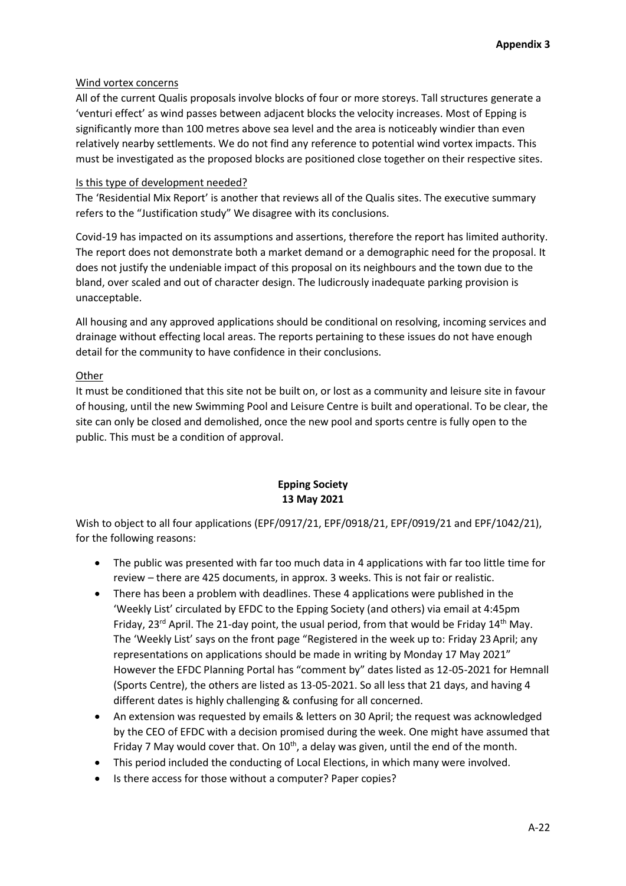**Appendix 3**

Wind vortex concerns

All of the current Qualis proposals involve blocks of four or more storeys. Tall structures generate a 'venturi effect' as wind passes between adjacent blocks the velocity increases. Most of Epping is significantly more than 100 metres above sea level and the area is noticeably windier than even relatively nearby settlements. We do not find any reference to potential wind vortex impacts. This must be investigated as the proposed blocks are positioned close together on their respective sites.

Is this type of development needed?

The 'Residential Mix Report' is another that reviews all of the Qualis sites. The executive summary refers to the "Justification study" We disagree with its conclusions.

Covid-19 has impacted on its assumptions and assertions, therefore the report has limited authority. The report does not demonstrate both a market demand or a demographic need for the proposal. It does not justify the undeniable impact of this proposal on its neighbours and the town due to the bland, over scaled and out of character design. The ludicrously inadequate parking provision is unacceptable.

All housing and any approved applications should be conditional on resolving, incoming services and drainage without effecting local areas. The reports pertaining to these issues do not have enough detail for the community to have confidence in their conclusions.

Other

It must be conditioned that this site not be built on, or lost as a community and leisure site in favour of housing, until the new Swimming Pool and Leisure Centre is built and operational. To be clear, the site can only be closed and demolished, once the new pool and sports centre is fully open to the public. This must be a condition of approval.

**Epping Society**
**13 May 2021**

Wish to object to all four applications (EPF/0917/21, EPF/0918/21, EPF/0919/21 and EPF/1042/21), for the following reasons:

- The public was presented with far too much data in 4 applications with far too little time for review – there are 425 documents, in approx. 3 weeks. This is not fair or realistic.
- There has been a problem with deadlines. These 4 applications were published in the 'Weekly List' circulated by EFDC to the Epping Society (and others) via email at 4:45pm Friday, 23rd April. The 21-day point, the usual period, from that would be Friday 14th May. The 'Weekly List' says on the front page "Registered in the week up to: Friday 23 April; any representations on applications should be made in writing by Monday 17 May 2021" However the EFDC Planning Portal has "comment by" dates listed as 12-05-2021 for Hemnall (Sports Centre), the others are listed as 13-05-2021. So all less that 21 days, and having 4 different dates is highly challenging & confusing for all concerned.
- An extension was requested by emails & letters on 30 April; the request was acknowledged by the CEO of EFDC with a decision promised during the week. One might have assumed that Friday 7 May would cover that. On 10th, a delay was given, until the end of the month.
- This period included the conducting of Local Elections, in which many were involved.
- Is there access for those without a computer? Paper copies?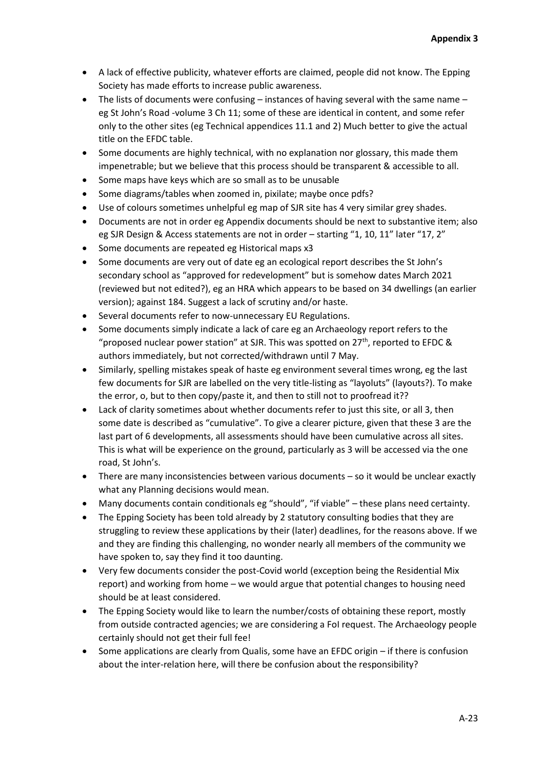**Appendix 3**

- A lack of effective publicity, whatever efforts are claimed, people did not know. The Epping Society has made efforts to increase public awareness.
- The lists of documents were confusing – instances of having several with the same name – eg St John's Road -volume 3 Ch 11; some of these are identical in content, and some refer only to the other sites (eg Technical appendices 11.1 and 2) Much better to give the actual title on the EFDC table.
- Some documents are highly technical, with no explanation nor glossary, this made them impenetrable; but we believe that this process should be transparent & accessible to all.
- Some maps have keys which are so small as to be unusable
- Some diagrams/tables when zoomed in, pixilate; maybe once pdfs?
- Use of colours sometimes unhelpful eg map of SJR site has 4 very similar grey shades.
- Documents are not in order eg Appendix documents should be next to substantive item; also eg SJR Design & Access statements are not in order – starting "1, 10, 11" later "17, 2"
- Some documents are repeated eg Historical maps x3
- Some documents are very out of date eg an ecological report describes the St John's secondary school as "approved for redevelopment" but is somehow dates March 2021 (reviewed but not edited?), eg an HRA which appears to be based on 34 dwellings (an earlier version); against 184. Suggest a lack of scrutiny and/or haste.
- Several documents refer to now-unnecessary EU Regulations.
- Some documents simply indicate a lack of care eg an Archaeology report refers to the "proposed nuclear power station" at SJR. This was spotted on 27th, reported to EFDC & authors immediately, but not corrected/withdrawn until 7 May.
- Similarly, spelling mistakes speak of haste eg environment several times wrong, eg the last few documents for SJR are labelled on the very title-listing as "layoluts" (layouts?). To make the error, o, but to then copy/paste it, and then to still not to proofread it??
- Lack of clarity sometimes about whether documents refer to just this site, or all 3, then some date is described as "cumulative". To give a clearer picture, given that these 3 are the last part of 6 developments, all assessments should have been cumulative across all sites. This is what will be experience on the ground, particularly as 3 will be accessed via the one road, St John's.
- There are many inconsistencies between various documents – so it would be unclear exactly what any Planning decisions would mean.
- Many documents contain conditionals eg "should", "if viable" – these plans need certainty.
- The Epping Society has been told already by 2 statutory consulting bodies that they are struggling to review these applications by their (later) deadlines, for the reasons above. If we and they are finding this challenging, no wonder nearly all members of the community we have spoken to, say they find it too daunting.
- Very few documents consider the post-Covid world (exception being the Residential Mix report) and working from home – we would argue that potential changes to housing need should be at least considered.
- The Epping Society would like to learn the number/costs of obtaining these report, mostly from outside contracted agencies; we are considering a FoI request. The Archaeology people certainly should not get their full fee!
- Some applications are clearly from Qualis, some have an EFDC origin – if there is confusion about the inter-relation here, will there be confusion about the responsibility?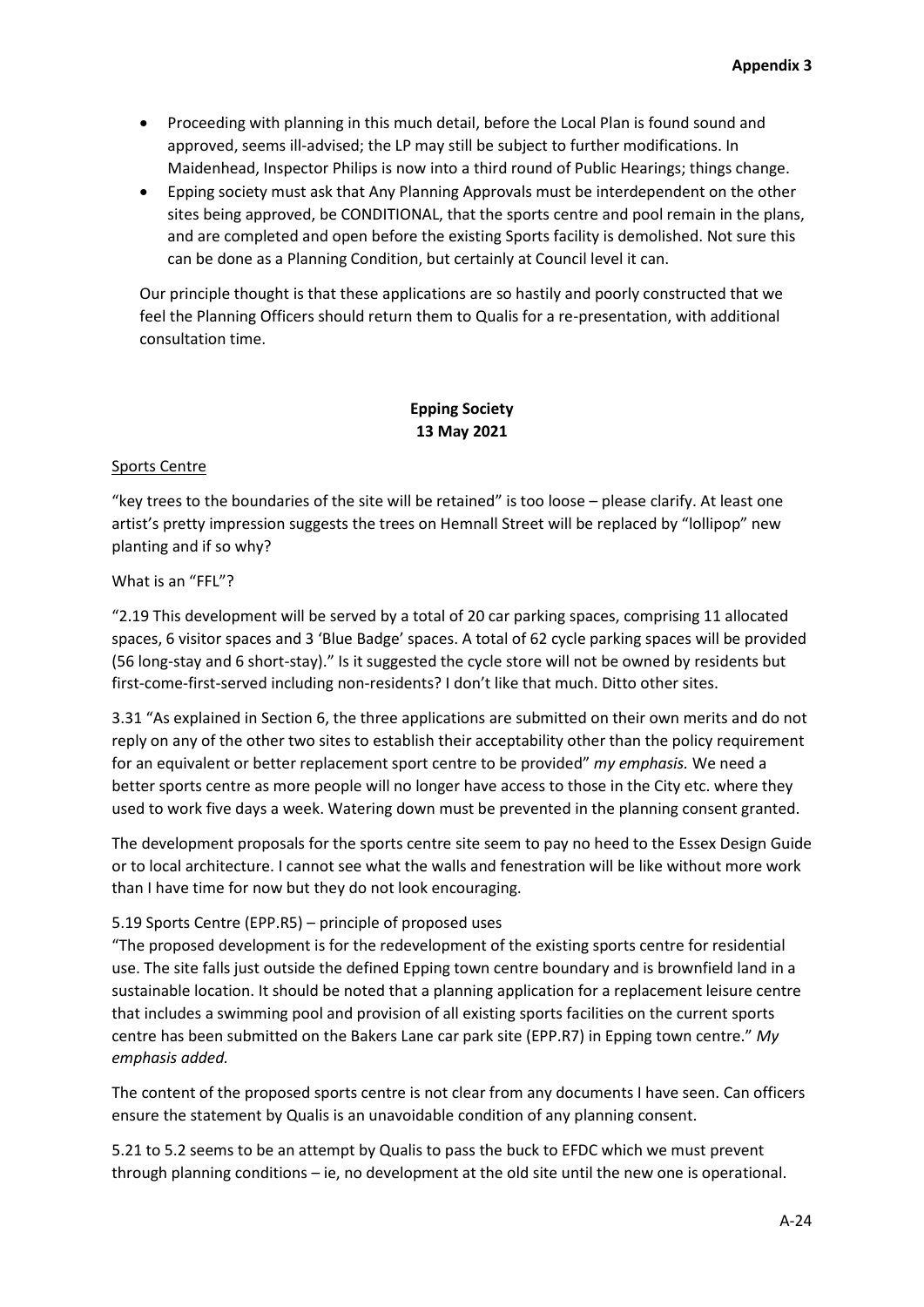- Proceeding with planning in this much detail, before the Local Plan is found sound and approved, seems ill-advised; the LP may still be subject to further modifications. In Maidenhead, Inspector Philips is now into a third round of Public Hearings; things change.
- Epping society must ask that Any Planning Approvals must be interdependent on the other sites being approved, be CONDITIONAL, that the sports centre and pool remain in the plans, and are completed and open before the existing Sports facility is demolished. Not sure this can be done as a Planning Condition, but certainly at Council level it can.

Our principle thought is that these applications are so hastily and poorly constructed that we feel the Planning Officers should return them to Qualis for a re-presentation, with additional consultation time.

**Epping Society**
**13 May 2021**

Sports Centre

"key trees to the boundaries of the site will be retained" is too loose – please clarify. At least one artist's pretty impression suggests the trees on Hemnall Street will be replaced by "lollipop" new planting and if so why?

What is an "FFL"?

"2.19 This development will be served by a total of 20 car parking spaces, comprising 11 allocated spaces, 6 visitor spaces and 3 'Blue Badge' spaces. A total of 62 cycle parking spaces will be provided (56 long-stay and 6 short-stay)." Is it suggested the cycle store will not be owned by residents but first-come-first-served including non-residents? I don't like that much. Ditto other sites.

3.31 "As explained in Section 6, the three applications are submitted on their own merits and do not reply on any of the other two sites to establish their acceptability other than the policy requirement for an equivalent or better replacement sport centre to be provided" *my emphasis.* We need a better sports centre as more people will no longer have access to those in the City etc. where they used to work five days a week. Watering down must be prevented in the planning consent granted.

The development proposals for the sports centre site seem to pay no heed to the Essex Design Guide or to local architecture. I cannot see what the walls and fenestration will be like without more work than I have time for now but they do not look encouraging.

5.19 Sports Centre (EPP.R5) – principle of proposed uses
"The proposed development is for the redevelopment of the existing sports centre for residential use. The site falls just outside the defined Epping town centre boundary and is brownfield land in a sustainable location. It should be noted that a planning application for a replacement leisure centre that includes a swimming pool and provision of all existing sports facilities on the current sports centre has been submitted on the Bakers Lane car park site (EPP.R7) in Epping town centre." *My emphasis added.*

The content of the proposed sports centre is not clear from any documents I have seen. Can officers ensure the statement by Qualis is an unavoidable condition of any planning consent.

5.21 to 5.2 seems to be an attempt by Qualis to pass the buck to EFDC which we must prevent through planning conditions – ie, no development at the old site until the new one is operational.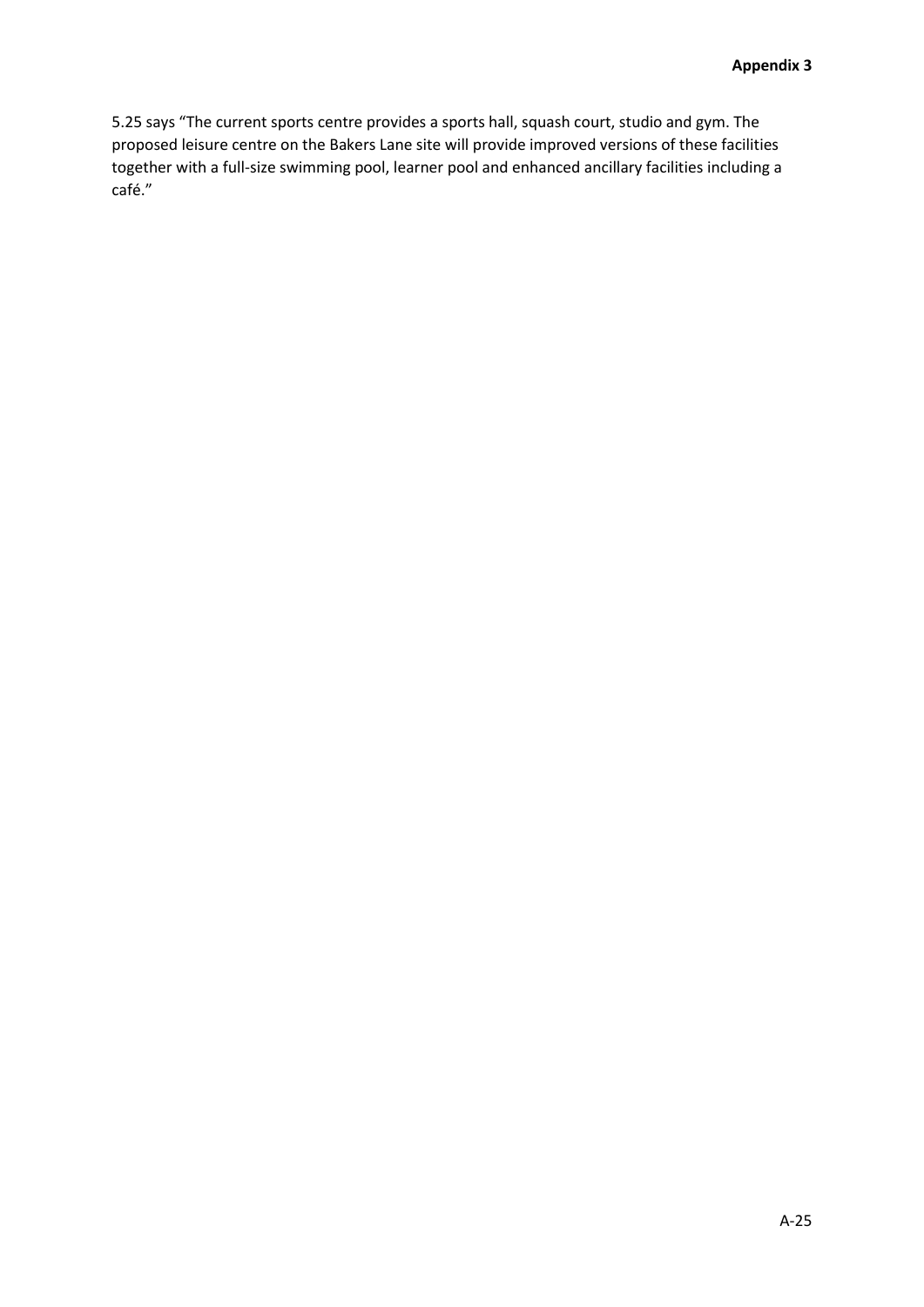5.25 says "The current sports centre provides a sports hall, squash court, studio and gym. The proposed leisure centre on the Bakers Lane site will provide improved versions of these facilities together with a full-size swimming pool, learner pool and enhanced ancillary facilities including a café."